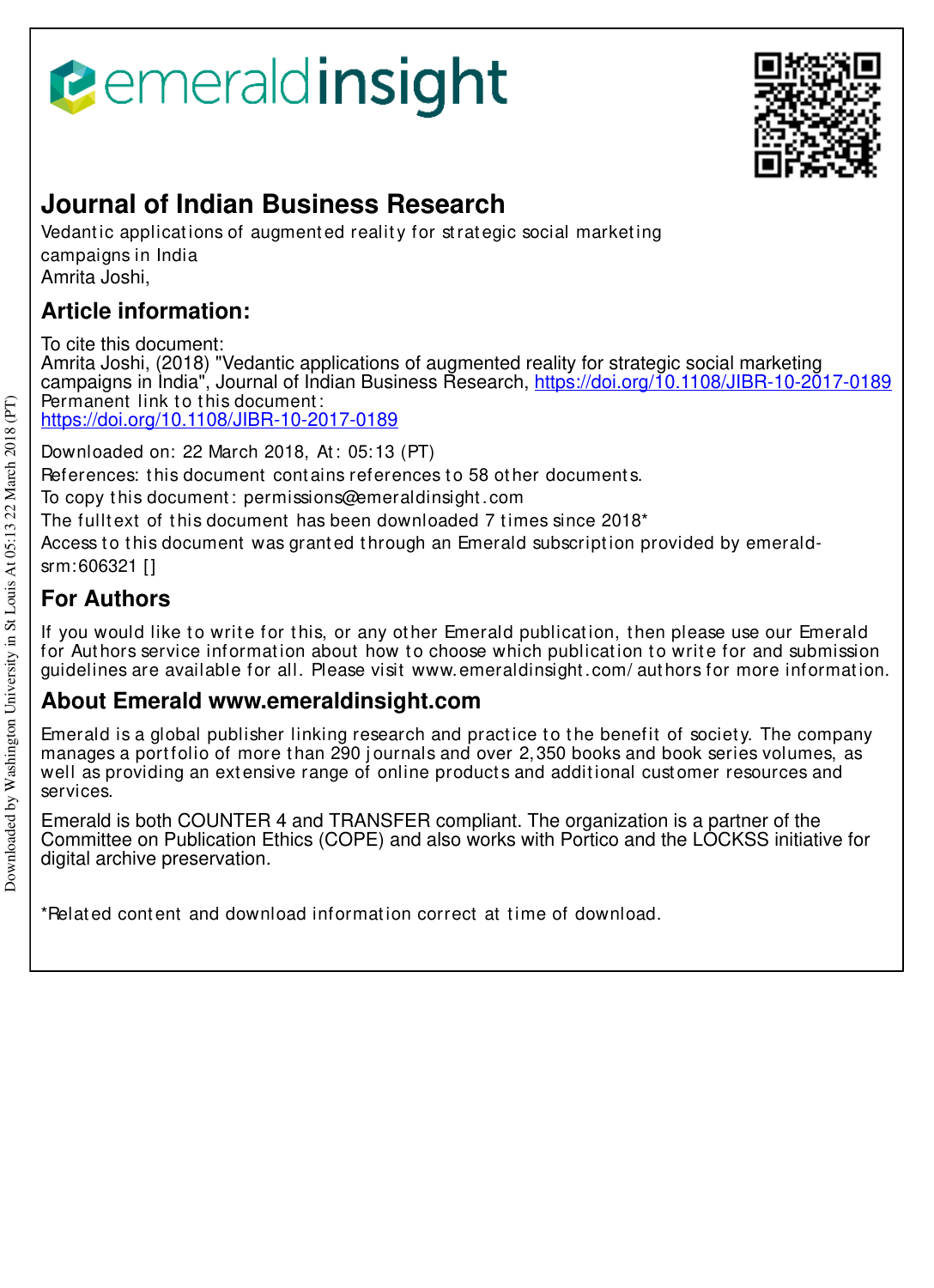emeraldinsight

# Journal of Indian Business Research

Vedantic applications of augmented reality for strategic social marketing campaigns in India
Amrita Joshi,

## Article information:

To cite this document:
Amrita Joshi, (2018) "Vedantic applications of augmented reality for strategic social marketing campaigns in India", Journal of Indian Business Research, https://doi.org/10.1108/JIBR-10-2017-0189
Permanent link to this document:
https://doi.org/10.1108/JIBR-10-2017-0189

Downloaded on: 22 March 2018, At: 05:13 (PT)
References: this document contains references to 58 other documents.
To copy this document: permissions@emeraldinsight.com
The fulltext of this document has been downloaded 7 times since 2018*
Access to this document was granted through an Emerald subscription provided by emerald-srm:606321 []

## For Authors

If you would like to write for this, or any other Emerald publication, then please use our Emerald for Authors service information about how to choose which publication to write for and submission guidelines are available for all. Please visit www.emeraldinsight.com/authors for more information.

## About Emerald www.emeraldinsight.com

Emerald is a global publisher linking research and practice to the benefit of society. The company manages a portfolio of more than 290 journals and over 2,350 books and book series volumes, as well as providing an extensive range of online products and additional customer resources and services.

Emerald is both COUNTER 4 and TRANSFER compliant. The organization is a partner of the Committee on Publication Ethics (COPE) and also works with Portico and the LOCKSS initiative for digital archive preservation.

*Related content and download information correct at time of download.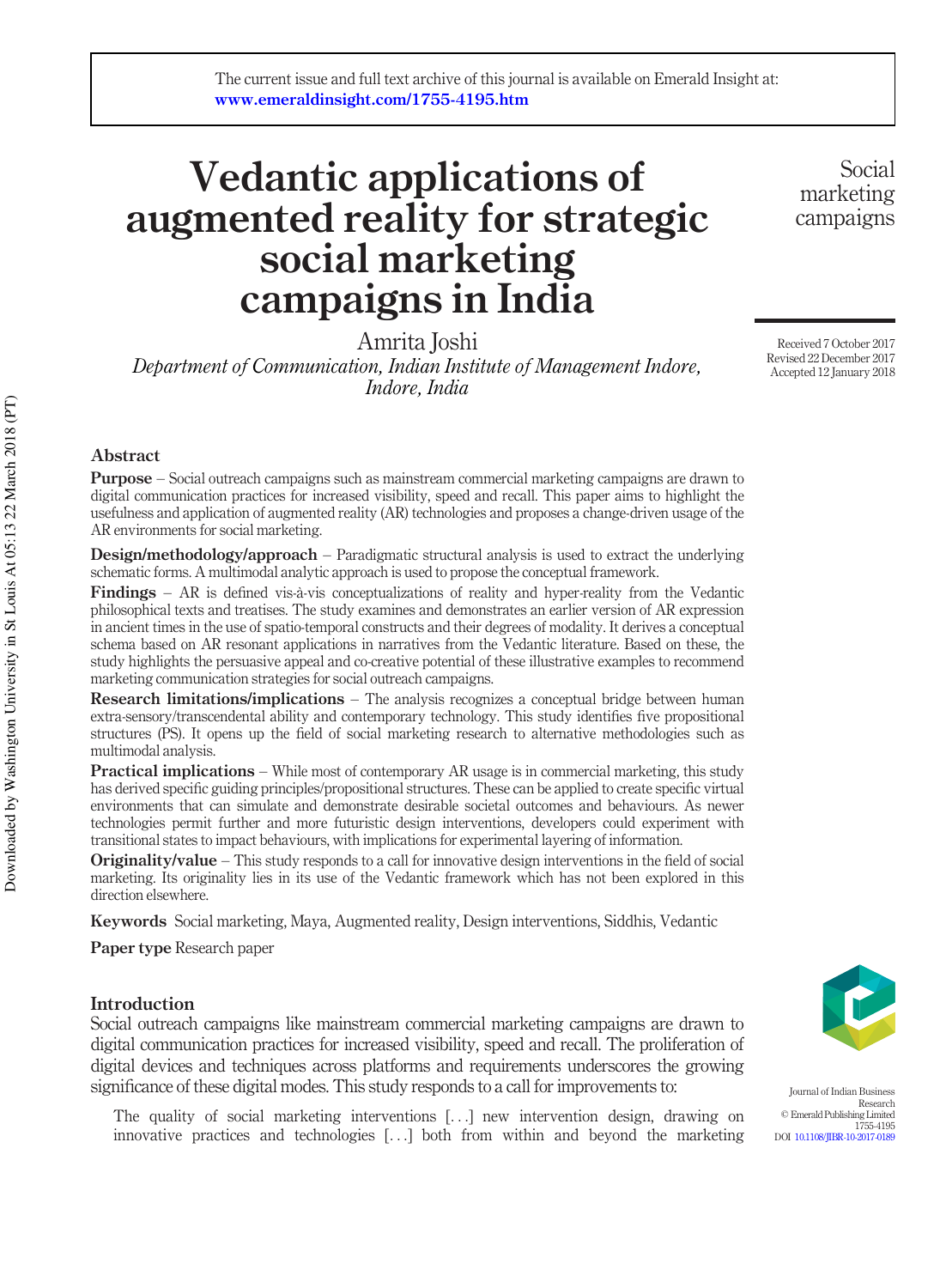# Vedantic applications of augmented reality for strategic social marketing campaigns in India

Amrita Joshi

*Department of Communication, Indian Institute of Management Indore, Indore, India*

Received 7 October 2017
Revised 22 December 2017
Accepted 12 January 2018

## Abstract

**Purpose** – Social outreach campaigns such as mainstream commercial marketing campaigns are drawn to digital communication practices for increased visibility, speed and recall. This paper aims to highlight the usefulness and application of augmented reality (AR) technologies and proposes a change-driven usage of the AR environments for social marketing.

**Design/methodology/approach** – Paradigmatic structural analysis is used to extract the underlying schematic forms. A multimodal analytic approach is used to propose the conceptual framework.

**Findings** – AR is defined vis-à-vis conceptualizations of reality and hyper-reality from the Vedantic philosophical texts and treatises. The study examines and demonstrates an earlier version of AR expression in ancient times in the use of spatio-temporal constructs and their degrees of modality. It derives a conceptual schema based on AR resonant applications in narratives from the Vedantic literature. Based on these, the study highlights the persuasive appeal and co-creative potential of these illustrative examples to recommend marketing communication strategies for social outreach campaigns.

**Research limitations/implications** – The analysis recognizes a conceptual bridge between human extra-sensory/transcendental ability and contemporary technology. This study identifies five propositional structures (PS). It opens up the field of social marketing research to alternative methodologies such as multimodal analysis.

**Practical implications** – While most of contemporary AR usage is in commercial marketing, this study has derived specific guiding principles/propositional structures. These can be applied to create specific virtual environments that can simulate and demonstrate desirable societal outcomes and behaviours. As newer technologies permit further and more futuristic design interventions, developers could experiment with transitional states to impact behaviours, with implications for experimental layering of information.

**Originality/value** – This study responds to a call for innovative design interventions in the field of social marketing. Its originality lies in its use of the Vedantic framework which has not been explored in this direction elsewhere.

**Keywords** Social marketing, Maya, Augmented reality, Design interventions, Siddhis, Vedantic

**Paper type** Research paper

## Introduction

Social outreach campaigns like mainstream commercial marketing campaigns are drawn to digital communication practices for increased visibility, speed and recall. The proliferation of digital devices and techniques across platforms and requirements underscores the growing significance of these digital modes. This study responds to a call for improvements to:

> The quality of social marketing interventions [...] new intervention design, drawing on innovative practices and technologies [...] both from within and beyond the marketing

Journal of Indian Business Research
© Emerald Publishing Limited
1755-4195
DOI 10.1108/JIBR-10-2017-0189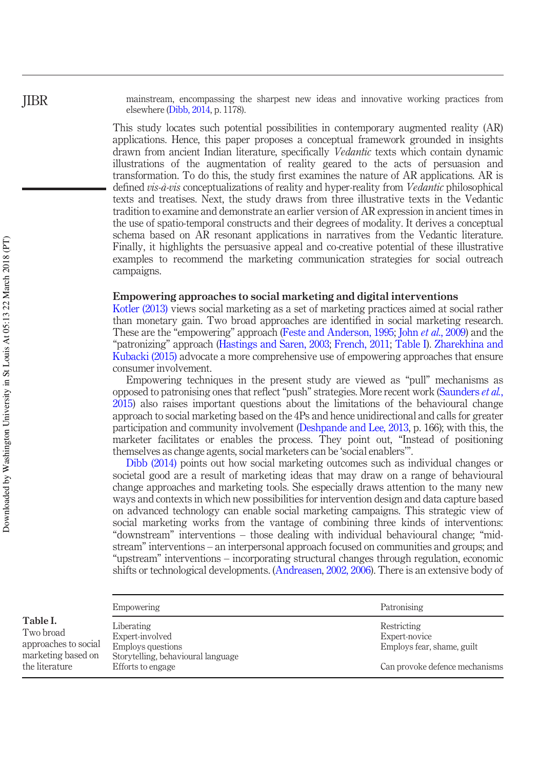mainstream, encompassing the sharpest new ideas and innovative working practices from elsewhere (Dibb, 2014, p. 1178).

This study locates such potential possibilities in contemporary augmented reality (AR) applications. Hence, this paper proposes a conceptual framework grounded in insights drawn from ancient Indian literature, specifically *Vedantic* texts which contain dynamic illustrations of the augmentation of reality geared to the acts of persuasion and transformation. To do this, the study first examines the nature of AR applications. AR is defined *vis-à-vis* conceptualizations of reality and hyper-reality from *Vedantic* philosophical texts and treatises. Next, the study draws from three illustrative texts in the Vedantic tradition to examine and demonstrate an earlier version of AR expression in ancient times in the use of spatio-temporal constructs and their degrees of modality. It derives a conceptual schema based on AR resonant applications in narratives from the Vedantic literature. Finally, it highlights the persuasive appeal and co-creative potential of these illustrative examples to recommend the marketing communication strategies for social outreach campaigns.

## Empowering approaches to social marketing and digital interventions

Kotler (2013) views social marketing as a set of marketing practices aimed at social rather than monetary gain. Two broad approaches are identified in social marketing research. These are the "empowering" approach (Feste and Anderson, 1995; John *et al.*, 2009) and the "patronizing" approach (Hastings and Saren, 2003; French, 2011; Table I). Zharekhina and Kubacki (2015) advocate a more comprehensive use of empowering approaches that ensure consumer involvement.

Empowering techniques in the present study are viewed as "pull" mechanisms as opposed to patronising ones that reflect "push" strategies. More recent work (Saunders *et al.*, 2015) also raises important questions about the limitations of the behavioural change approach to social marketing based on the 4Ps and hence unidirectional and calls for greater participation and community involvement (Deshpande and Lee, 2013, p. 166); with this, the marketer facilitates or enables the process. They point out, "Instead of positioning themselves as change agents, social marketers can be 'social enablers'".

Dibb (2014) points out how social marketing outcomes such as individual changes or societal good are a result of marketing ideas that may draw on a range of behavioural change approaches and marketing tools. She especially draws attention to the many new ways and contexts in which new possibilities for intervention design and data capture based on advanced technology can enable social marketing campaigns. This strategic view of social marketing works from the vantage of combining three kinds of interventions: "downstream" interventions – those dealing with individual behavioural change; "mid-stream" interventions – an interpersonal approach focused on communities and groups; and "upstream" interventions – incorporating structural changes through regulation, economic shifts or technological developments. (Andreasen, 2002, 2006). There is an extensive body of

**Table I.** Two broad approaches to social marketing based on the literature

| Empowering | Patronising |
|---|---|
| Liberating | Restricting |
| Expert-involved | Expert-novice |
| Employs questions | Employs fear, shame, guilt |
| Storytelling, behavioural language | |
| Efforts to engage | Can provoke defence mechanisms |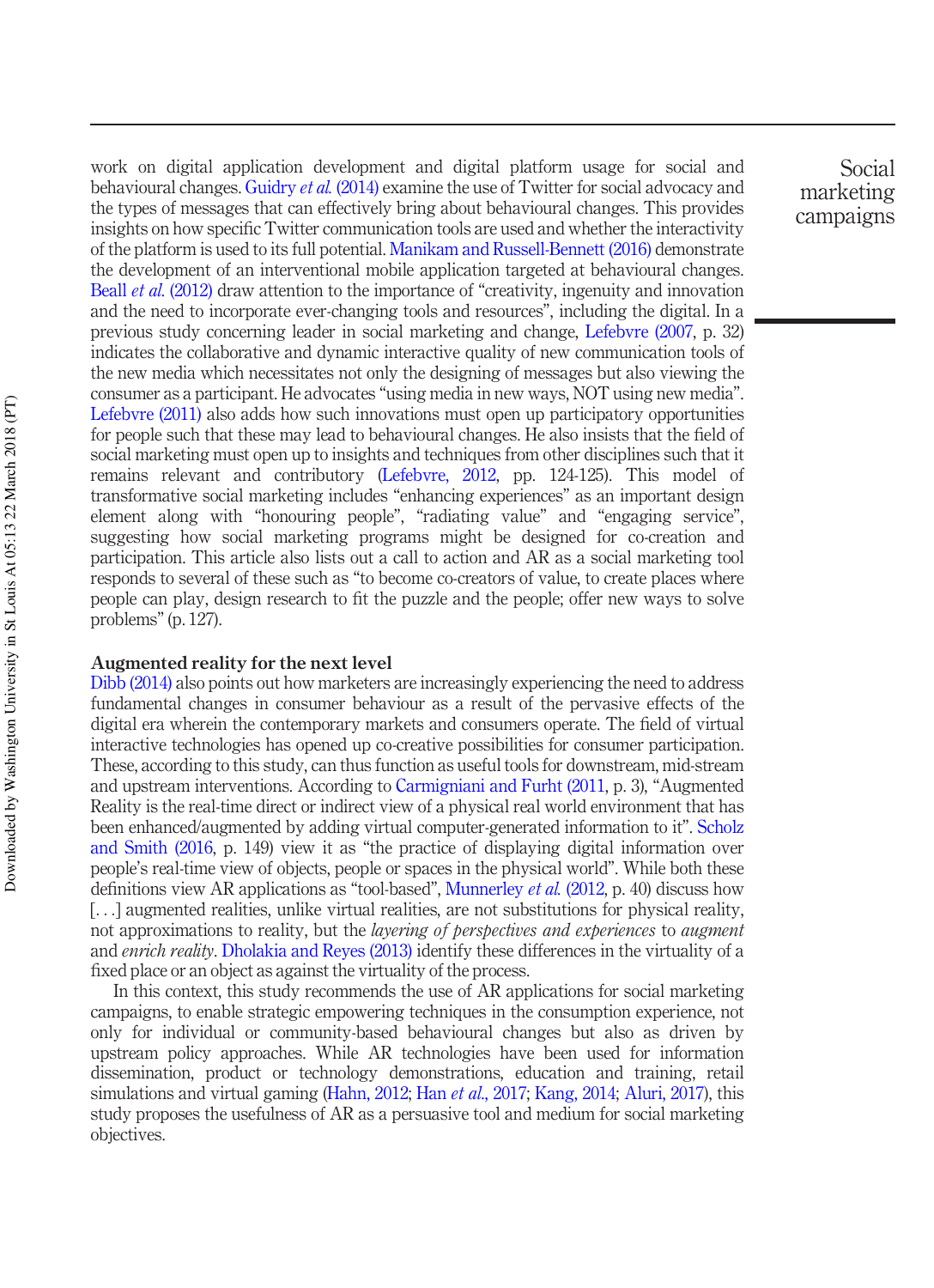work on digital application development and digital platform usage for social and behavioural changes. Guidry *et al.* (2014) examine the use of Twitter for social advocacy and the types of messages that can effectively bring about behavioural changes. This provides insights on how specific Twitter communication tools are used and whether the interactivity of the platform is used to its full potential. Manikam and Russell-Bennett (2016) demonstrate the development of an interventional mobile application targeted at behavioural changes. Beall *et al.* (2012) draw attention to the importance of “creativity, ingenuity and innovation and the need to incorporate ever-changing tools and resources”, including the digital. In a previous study concerning leader in social marketing and change, Lefebvre (2007, p. 32) indicates the collaborative and dynamic interactive quality of new communication tools of the new media which necessitates not only the designing of messages but also viewing the consumer as a participant. He advocates “using media in new ways, NOT using new media”. Lefebvre (2011) also adds how such innovations must open up participatory opportunities for people such that these may lead to behavioural changes. He also insists that the field of social marketing must open up to insights and techniques from other disciplines such that it remains relevant and contributory (Lefebvre, 2012, pp. 124-125). This model of transformative social marketing includes “enhancing experiences” as an important design element along with “honouring people”, “radiating value” and “engaging service”, suggesting how social marketing programs might be designed for co-creation and participation. This article also lists out a call to action and AR as a social marketing tool responds to several of these such as “to become co-creators of value, to create places where people can play, design research to fit the puzzle and the people; offer new ways to solve problems” (p. 127).

## Augmented reality for the next level

Dibb (2014) also points out how marketers are increasingly experiencing the need to address fundamental changes in consumer behaviour as a result of the pervasive effects of the digital era wherein the contemporary markets and consumers operate. The field of virtual interactive technologies has opened up co-creative possibilities for consumer participation. These, according to this study, can thus function as useful tools for downstream, mid-stream and upstream interventions. According to Carmigniani and Furht (2011, p. 3), “Augmented Reality is the real-time direct or indirect view of a physical real world environment that has been enhanced/augmented by adding virtual computer-generated information to it”. Scholz and Smith (2016, p. 149) view it as “the practice of displaying digital information over people’s real-time view of objects, people or spaces in the physical world”. While both these definitions view AR applications as “tool-based”, Munnerley *et al.* (2012, p. 40) discuss how [. . .] augmented realities, unlike virtual realities, are not substitutions for physical reality, not approximations to reality, but the *layering of perspectives and experiences* to *augment* and *enrich reality*. Dholakia and Reyes (2013) identify these differences in the virtuality of a fixed place or an object as against the virtuality of the process.

In this context, this study recommends the use of AR applications for social marketing campaigns, to enable strategic empowering techniques in the consumption experience, not only for individual or community-based behavioural changes but also as driven by upstream policy approaches. While AR technologies have been used for information dissemination, product or technology demonstrations, education and training, retail simulations and virtual gaming (Hahn, 2012; Han *et al.*, 2017; Kang, 2014; Aluri, 2017), this study proposes the usefulness of AR as a persuasive tool and medium for social marketing objectives.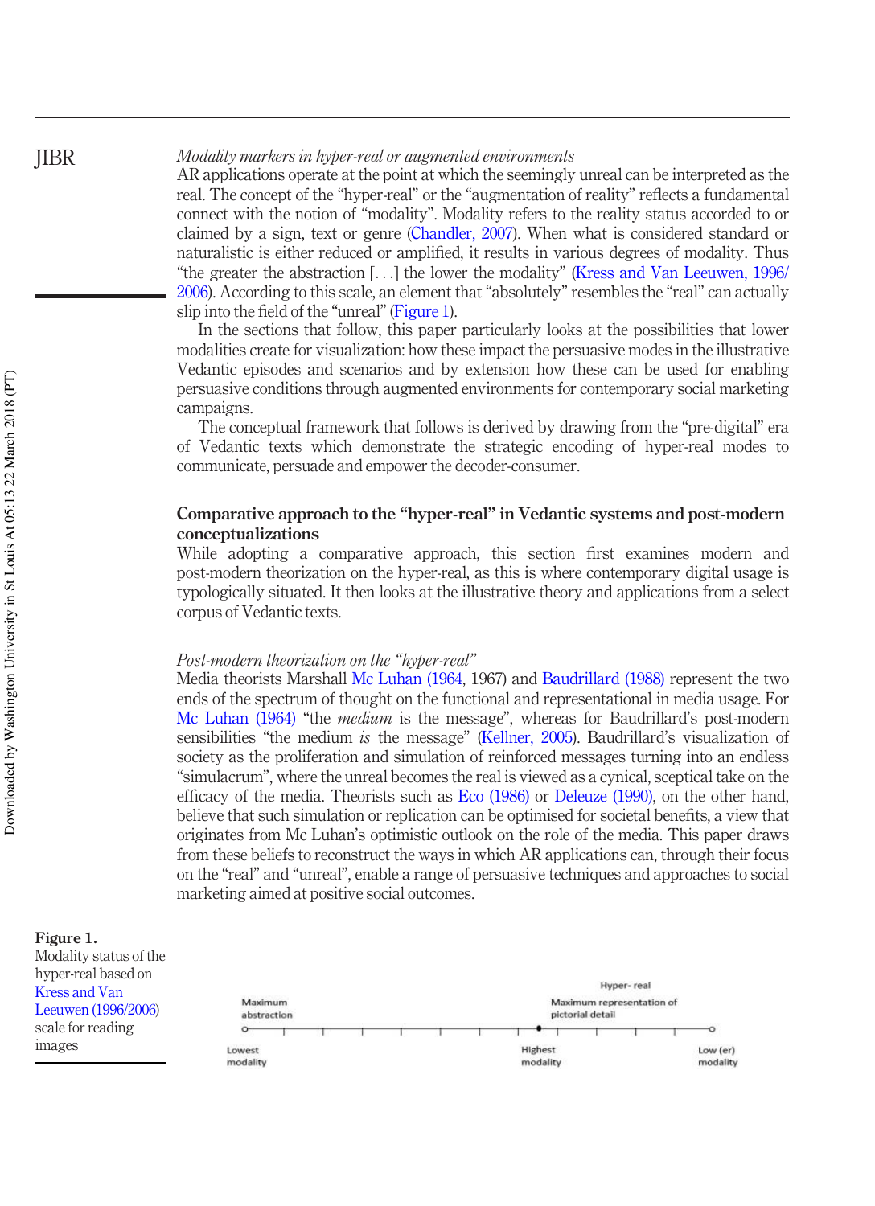*Modality markers in hyper-real or augmented environments*

AR applications operate at the point at which the seemingly unreal can be interpreted as the real. The concept of the "hyper-real" or the "augmentation of reality" reflects a fundamental connect with the notion of "modality". Modality refers to the reality status accorded to or claimed by a sign, text or genre (Chandler, 2007). When what is considered standard or naturalistic is either reduced or amplified, it results in various degrees of modality. Thus "the greater the abstraction [. . .] the lower the modality" (Kress and Van Leeuwen, 1996/2006). According to this scale, an element that "absolutely" resembles the "real" can actually slip into the field of the "unreal" (Figure 1).

In the sections that follow, this paper particularly looks at the possibilities that lower modalities create for visualization: how these impact the persuasive modes in the illustrative Vedantic episodes and scenarios and by extension how these can be used for enabling persuasive conditions through augmented environments for contemporary social marketing campaigns.

The conceptual framework that follows is derived by drawing from the "pre-digital" era of Vedantic texts which demonstrate the strategic encoding of hyper-real modes to communicate, persuade and empower the decoder-consumer.

## Comparative approach to the "hyper-real" in Vedantic systems and post-modern conceptualizations

While adopting a comparative approach, this section first examines modern and post-modern theorization on the hyper-real, as this is where contemporary digital usage is typologically situated. It then looks at the illustrative theory and applications from a select corpus of Vedantic texts.

*Post-modern theorization on the "hyper-real"*

Media theorists Marshall Mc Luhan (1964, 1967) and Baudrillard (1988) represent the two ends of the spectrum of thought on the functional and representational in media usage. For Mc Luhan (1964) "the *medium* is the message", whereas for Baudrillard's post-modern sensibilities "the medium *is* the message" (Kellner, 2005). Baudrillard's visualization of society as the proliferation and simulation of reinforced messages turning into an endless "simulacrum", where the unreal becomes the real is viewed as a cynical, sceptical take on the efficacy of the media. Theorists such as Eco (1986) or Deleuze (1990), on the other hand, believe that such simulation or replication can be optimised for societal benefits, a view that originates from Mc Luhan's optimistic outlook on the role of the media. This paper draws from these beliefs to reconstruct the ways in which AR applications can, through their focus on the "real" and "unreal", enable a range of persuasive techniques and approaches to social marketing aimed at positive social outcomes.

Maximum abstraction — Hyper- real — Maximum representation of pictorial detail

Lowest modality — Highest modality — Low (er) modality

**Figure 1.** Modality status of the hyper-real based on Kress and Van Leeuwen (1996/2006) scale for reading images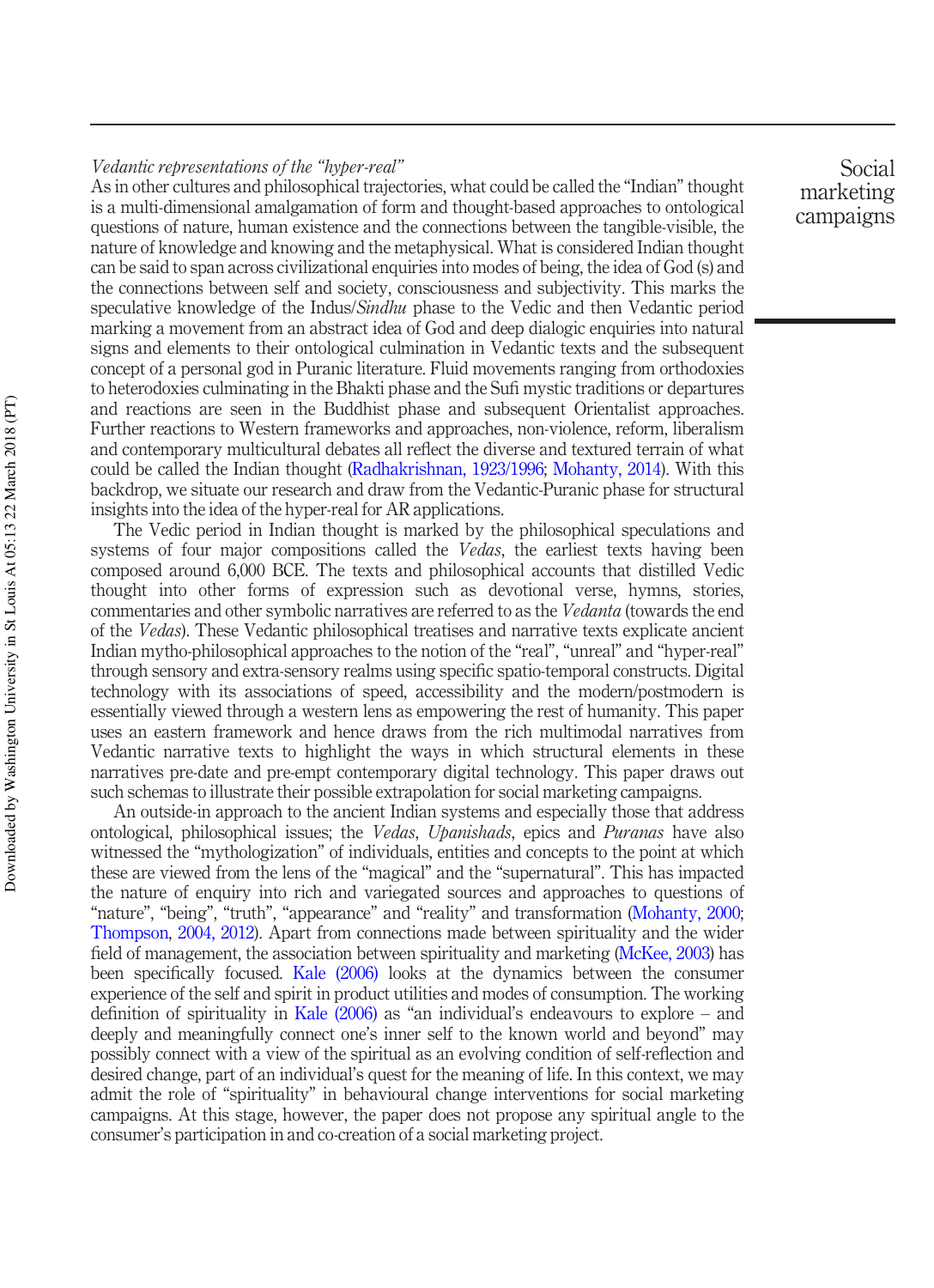*Vedantic representations of the "hyper-real"*

As in other cultures and philosophical trajectories, what could be called the "Indian" thought is a multi-dimensional amalgamation of form and thought-based approaches to ontological questions of nature, human existence and the connections between the tangible-visible, the nature of knowledge and knowing and the metaphysical. What is considered Indian thought can be said to span across civilizational enquiries into modes of being, the idea of God (s) and the connections between self and society, consciousness and subjectivity. This marks the speculative knowledge of the Indus/*Sindhu* phase to the Vedic and then Vedantic period marking a movement from an abstract idea of God and deep dialogic enquiries into natural signs and elements to their ontological culmination in Vedantic texts and the subsequent concept of a personal god in Puranic literature. Fluid movements ranging from orthodoxies to heterodoxies culminating in the Bhakti phase and the Sufi mystic traditions or departures and reactions are seen in the Buddhist phase and subsequent Orientalist approaches. Further reactions to Western frameworks and approaches, non-violence, reform, liberalism and contemporary multicultural debates all reflect the diverse and textured terrain of what could be called the Indian thought (Radhakrishnan, 1923/1996; Mohanty, 2014). With this backdrop, we situate our research and draw from the Vedantic-Puranic phase for structural insights into the idea of the hyper-real for AR applications.

The Vedic period in Indian thought is marked by the philosophical speculations and systems of four major compositions called the *Vedas*, the earliest texts having been composed around 6,000 BCE. The texts and philosophical accounts that distilled Vedic thought into other forms of expression such as devotional verse, hymns, stories, commentaries and other symbolic narratives are referred to as the *Vedanta* (towards the end of the *Vedas*). These Vedantic philosophical treatises and narrative texts explicate ancient Indian mytho-philosophical approaches to the notion of the "real", "unreal" and "hyper-real" through sensory and extra-sensory realms using specific spatio-temporal constructs. Digital technology with its associations of speed, accessibility and the modern/postmodern is essentially viewed through a western lens as empowering the rest of humanity. This paper uses an eastern framework and hence draws from the rich multimodal narratives from Vedantic narrative texts to highlight the ways in which structural elements in these narratives pre-date and pre-empt contemporary digital technology. This paper draws out such schemas to illustrate their possible extrapolation for social marketing campaigns.

An outside-in approach to the ancient Indian systems and especially those that address ontological, philosophical issues; the *Vedas*, *Upanishads*, epics and *Puranas* have also witnessed the "mythologization" of individuals, entities and concepts to the point at which these are viewed from the lens of the "magical" and the "supernatural". This has impacted the nature of enquiry into rich and variegated sources and approaches to questions of "nature", "being", "truth", "appearance" and "reality" and transformation (Mohanty, 2000; Thompson, 2004, 2012). Apart from connections made between spirituality and the wider field of management, the association between spirituality and marketing (McKee, 2003) has been specifically focused. Kale (2006) looks at the dynamics between the consumer experience of the self and spirit in product utilities and modes of consumption. The working definition of spirituality in Kale (2006) as "an individual's endeavours to explore – and deeply and meaningfully connect one's inner self to the known world and beyond" may possibly connect with a view of the spiritual as an evolving condition of self-reflection and desired change, part of an individual's quest for the meaning of life. In this context, we may admit the role of "spirituality" in behavioural change interventions for social marketing campaigns. At this stage, however, the paper does not propose any spiritual angle to the consumer's participation in and co-creation of a social marketing project.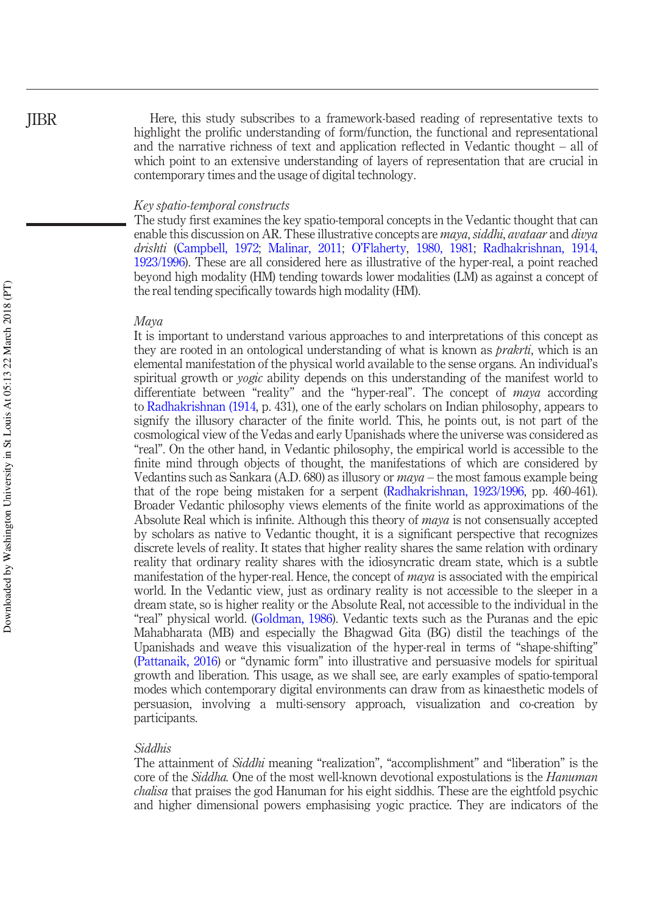Here, this study subscribes to a framework-based reading of representative texts to highlight the prolific understanding of form/function, the functional and representational and the narrative richness of text and application reflected in Vedantic thought – all of which point to an extensive understanding of layers of representation that are crucial in contemporary times and the usage of digital technology.

### *Key spatio-temporal constructs*

The study first examines the key spatio-temporal concepts in the Vedantic thought that can enable this discussion on AR. These illustrative concepts are *maya*, *siddhi*, *avataar* and *divya drishti* (Campbell, 1972; Malinar, 2011; O'Flaherty, 1980, 1981; Radhakrishnan, 1914, 1923/1996). These are all considered here as illustrative of the hyper-real, a point reached beyond high modality (HM) tending towards lower modalities (LM) as against a concept of the real tending specifically towards high modality (HM).

### *Maya*

It is important to understand various approaches to and interpretations of this concept as they are rooted in an ontological understanding of what is known as *prakrti*, which is an elemental manifestation of the physical world available to the sense organs. An individual's spiritual growth or *yogic* ability depends on this understanding of the manifest world to differentiate between "reality" and the "hyper-real". The concept of *maya* according to Radhakrishnan (1914, p. 431), one of the early scholars on Indian philosophy, appears to signify the illusory character of the finite world. This, he points out, is not part of the cosmological view of the Vedas and early Upanishads where the universe was considered as "real". On the other hand, in Vedantic philosophy, the empirical world is accessible to the finite mind through objects of thought, the manifestations of which are considered by Vedantins such as Sankara (A.D. 680) as illusory or *maya* – the most famous example being that of the rope being mistaken for a serpent (Radhakrishnan, 1923/1996, pp. 460-461). Broader Vedantic philosophy views elements of the finite world as approximations of the Absolute Real which is infinite. Although this theory of *maya* is not consensually accepted by scholars as native to Vedantic thought, it is a significant perspective that recognizes discrete levels of reality. It states that higher reality shares the same relation with ordinary reality that ordinary reality shares with the idiosyncratic dream state, which is a subtle manifestation of the hyper-real. Hence, the concept of *maya* is associated with the empirical world. In the Vedantic view, just as ordinary reality is not accessible to the sleeper in a dream state, so is higher reality or the Absolute Real, not accessible to the individual in the "real" physical world. (Goldman, 1986). Vedantic texts such as the Puranas and the epic Mahabharata (MB) and especially the Bhagwad Gita (BG) distil the teachings of the Upanishads and weave this visualization of the hyper-real in terms of "shape-shifting" (Pattanaik, 2016) or "dynamic form" into illustrative and persuasive models for spiritual growth and liberation. This usage, as we shall see, are early examples of spatio-temporal modes which contemporary digital environments can draw from as kinaesthetic models of persuasion, involving a multi-sensory approach, visualization and co-creation by participants.

### *Siddhis*

The attainment of *Siddhi* meaning "realization", "accomplishment" and "liberation" is the core of the *Siddha*. One of the most well-known devotional expostulations is the *Hanuman chalisa* that praises the god Hanuman for his eight siddhis. These are the eightfold psychic and higher dimensional powers emphasising yogic practice. They are indicators of the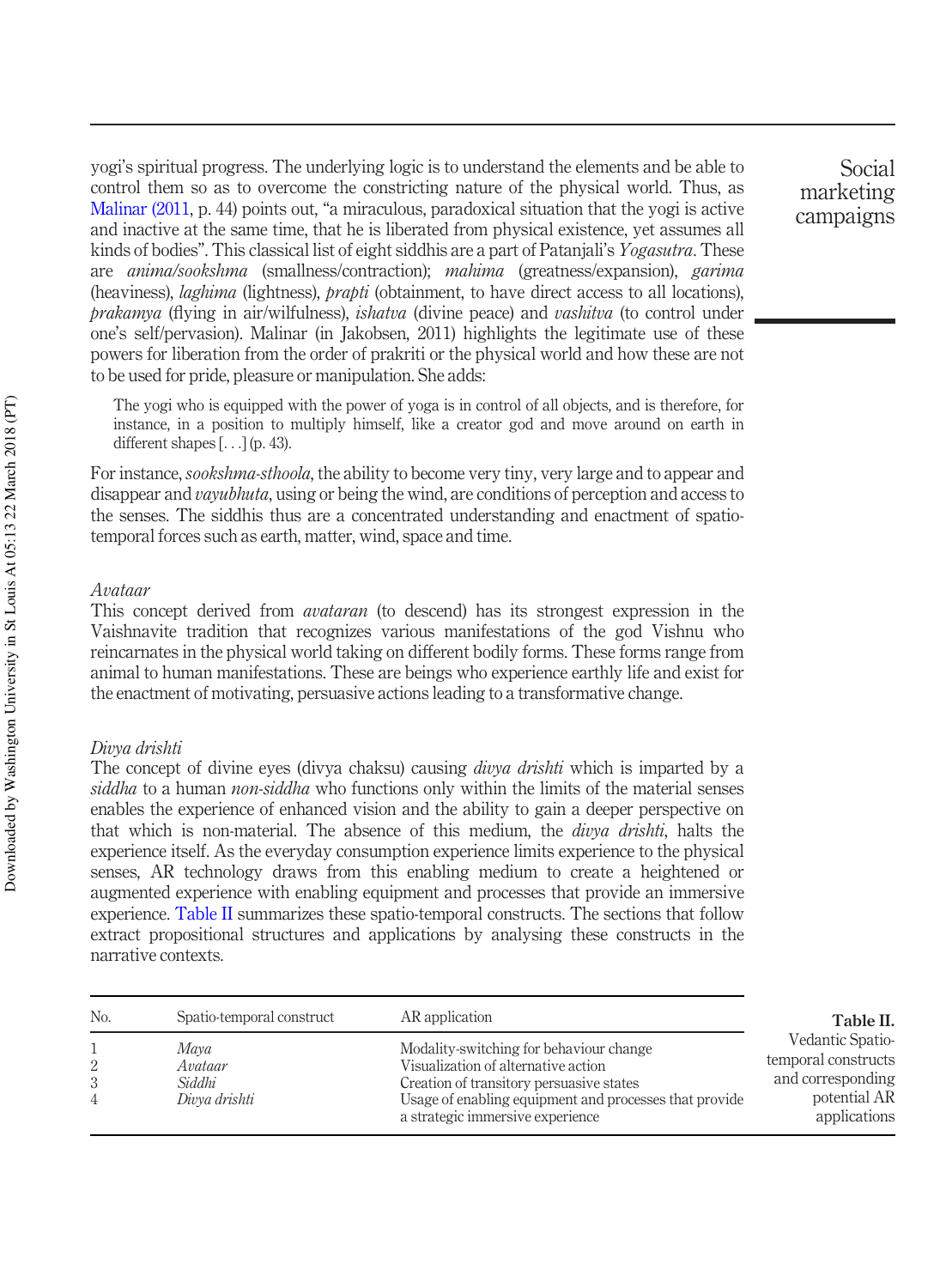yogi's spiritual progress. The underlying logic is to understand the elements and be able to control them so as to overcome the constricting nature of the physical world. Thus, as Malinar (2011, p. 44) points out, "a miraculous, paradoxical situation that the yogi is active and inactive at the same time, that he is liberated from physical existence, yet assumes all kinds of bodies". This classical list of eight siddhis are a part of Patanjali's *Yogasutra*. These are *anima/sookshma* (smallness/contraction); *mahima* (greatness/expansion), *garima* (heaviness), *laghima* (lightness), *prapti* (obtainment, to have direct access to all locations), *prakamya* (flying in air/wilfulness), *ishatva* (divine peace) and *vashitva* (to control under one's self/pervasion). Malinar (in Jakobsen, 2011) highlights the legitimate use of these powers for liberation from the order of prakriti or the physical world and how these are not to be used for pride, pleasure or manipulation. She adds:

> The yogi who is equipped with the power of yoga is in control of all objects, and is therefore, for instance, in a position to multiply himself, like a creator god and move around on earth in different shapes [...] (p. 43).

For instance, *sookshma-sthoola*, the ability to become very tiny, very large and to appear and disappear and *vayubhuta*, using or being the wind, are conditions of perception and access to the senses. The siddhis thus are a concentrated understanding and enactment of spatio-temporal forces such as earth, matter, wind, space and time.

### *Avataar*

This concept derived from *avataran* (to descend) has its strongest expression in the Vaishnavite tradition that recognizes various manifestations of the god Vishnu who reincarnates in the physical world taking on different bodily forms. These forms range from animal to human manifestations. These are beings who experience earthly life and exist for the enactment of motivating, persuasive actions leading to a transformative change.

### *Divya drishti*

The concept of divine eyes (divya chaksu) causing *divya drishti* which is imparted by a *siddha* to a human *non-siddha* who functions only within the limits of the material senses enables the experience of enhanced vision and the ability to gain a deeper perspective on that which is non-material. The absence of this medium, the *divya drishti*, halts the experience itself. As the everyday consumption experience limits experience to the physical senses, AR technology draws from this enabling medium to create a heightened or augmented experience with enabling equipment and processes that provide an immersive experience. Table II summarizes these spatio-temporal constructs. The sections that follow extract propositional structures and applications by analysing these constructs in the narrative contexts.

**Table II.** Vedantic Spatio-temporal constructs and corresponding potential AR applications

| No. | Spatio-temporal construct | AR application |
|---|---|---|
| 1 | *Maya* | Modality-switching for behaviour change |
| 2 | *Avataar* | Visualization of alternative action |
| 3 | *Siddhi* | Creation of transitory persuasive states |
| 4 | *Divya drishti* | Usage of enabling equipment and processes that provide a strategic immersive experience |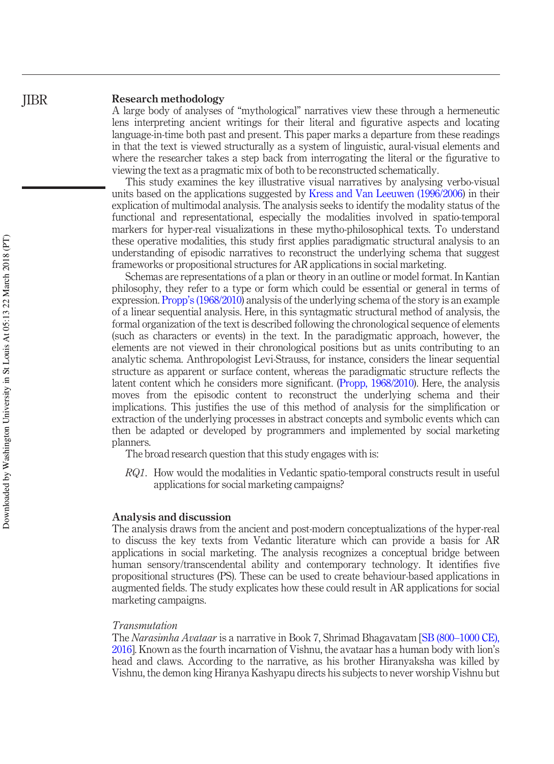## Research methodology

A large body of analyses of "mythological" narratives view these through a hermeneutic lens interpreting ancient writings for their literal and figurative aspects and locating language-in-time both past and present. This paper marks a departure from these readings in that the text is viewed structurally as a system of linguistic, aural-visual elements and where the researcher takes a step back from interrogating the literal or the figurative to viewing the text as a pragmatic mix of both to be reconstructed schematically.

This study examines the key illustrative visual narratives by analysing verbo-visual units based on the applications suggested by Kress and Van Leeuwen (1996/2006) in their explication of multimodal analysis. The analysis seeks to identify the modality status of the functional and representational, especially the modalities involved in spatio-temporal markers for hyper-real visualizations in these mytho-philosophical texts. To understand these operative modalities, this study first applies paradigmatic structural analysis to an understanding of episodic narratives to reconstruct the underlying schema that suggest frameworks or propositional structures for AR applications in social marketing.

Schemas are representations of a plan or theory in an outline or model format. In Kantian philosophy, they refer to a type or form which could be essential or general in terms of expression. Propp's (1968/2010) analysis of the underlying schema of the story is an example of a linear sequential analysis. Here, in this syntagmatic structural method of analysis, the formal organization of the text is described following the chronological sequence of elements (such as characters or events) in the text. In the paradigmatic approach, however, the elements are not viewed in their chronological positions but as units contributing to an analytic schema. Anthropologist Levi-Strauss, for instance, considers the linear sequential structure as apparent or surface content, whereas the paradigmatic structure reflects the latent content which he considers more significant. (Propp, 1968/2010). Here, the analysis moves from the episodic content to reconstruct the underlying schema and their implications. This justifies the use of this method of analysis for the simplification or extraction of the underlying processes in abstract concepts and symbolic events which can then be adapted or developed by programmers and implemented by social marketing planners.

The broad research question that this study engages with is:

*RQ1*. How would the modalities in Vedantic spatio-temporal constructs result in useful applications for social marketing campaigns?

## Analysis and discussion

The analysis draws from the ancient and post-modern conceptualizations of the hyper-real to discuss the key texts from Vedantic literature which can provide a basis for AR applications in social marketing. The analysis recognizes a conceptual bridge between human sensory/transcendental ability and contemporary technology. It identifies five propositional structures (PS). These can be used to create behaviour-based applications in augmented fields. The study explicates how these could result in AR applications for social marketing campaigns.

### *Transmutation*

The *Narasimha Avataar* is a narrative in Book 7, Shrimad Bhagavatam [SB (800–1000 CE), 2016]. Known as the fourth incarnation of Vishnu, the avataar has a human body with lion's head and claws. According to the narrative, as his brother Hiranyaksha was killed by Vishnu, the demon king Hiranya Kashyapu directs his subjects to never worship Vishnu but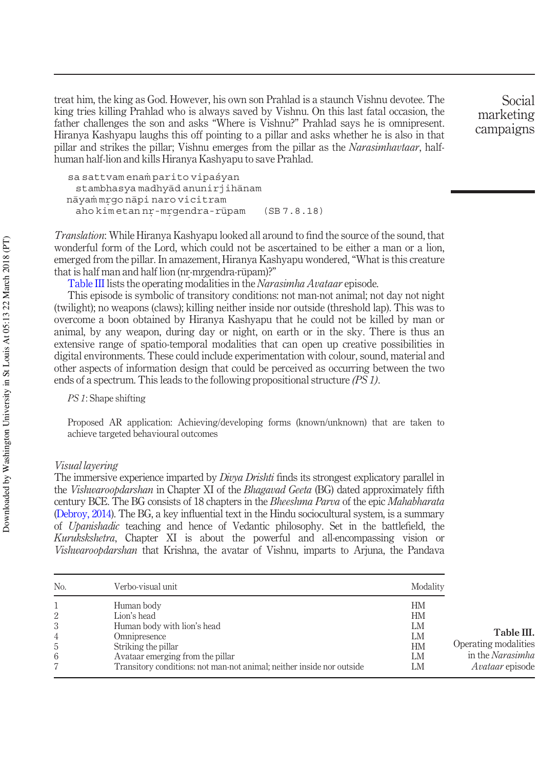treat him, the king as God. However, his own son Prahlad is a staunch Vishnu devotee. The king tries killing Prahlad who is always saved by Vishnu. On this last fatal occasion, the father challenges the son and asks "Where is Vishnu?" Prahlad says he is omnipresent. Hiranya Kashyapu laughs this off pointing to a pillar and asks whether he is also in that pillar and strikes the pillar; Vishnu emerges from the pillar as the *Narasimhavtaar*, half-human half-lion and kills Hiranya Kashyapu to save Prahlad.

```
sa sattvam enaṁ parito vipaśyan
  stambhasya madhyād anunirjihānam
nāyaṁ mṛgo nāpi naro vicitram
  aho kim etan nṛ-mṛgendra-rūpam    (SB 7.8.18)
```

*Translation*: While Hiranya Kashyapu looked all around to find the source of the sound, that wonderful form of the Lord, which could not be ascertained to be either a man or a lion, emerged from the pillar. In amazement, Hiranya Kashyapu wondered, "What is this creature that is half man and half lion (nṛ-mṛgendra-rūpam)?"

Table III lists the operating modalities in the *Narasimha Avataar* episode.

This episode is symbolic of transitory conditions: not man-not animal; not day not night (twilight); no weapons (claws); killing neither inside nor outside (threshold lap). This was to overcome a boon obtained by Hiranya Kashyapu that he could not be killed by man or animal, by any weapon, during day or night, on earth or in the sky. There is thus an extensive range of spatio-temporal modalities that can open up creative possibilities in digital environments. These could include experimentation with colour, sound, material and other aspects of information design that could be perceived as occurring between the two ends of a spectrum. This leads to the following propositional structure *(PS 1)*.

*PS 1*: Shape shifting

Proposed AR application: Achieving/developing forms (known/unknown) that are taken to achieve targeted behavioural outcomes

*Visual layering*

The immersive experience imparted by *Divya Drishti* finds its strongest explicatory parallel in the *Vishwaroopdarshan* in Chapter XI of the *Bhagavad Geeta* (BG) dated approximately fifth century BCE. The BG consists of 18 chapters in the *Bheeshma Parva* of the epic *Mahabharata* (Debroy, 2014). The BG, a key influential text in the Hindu sociocultural system, is a summary of *Upanishadic* teaching and hence of Vedantic philosophy. Set in the battlefield, the *Kurukskshetra*, Chapter XI is about the powerful and all-encompassing vision or *Vishwaroopdarshan* that Krishna, the avatar of Vishnu, imparts to Arjuna, the Pandava

**Table III.** Operating modalities in the *Narasimha Avataar* episode

| No. | Verbo-visual unit | Modality |
|---|---|---|
| 1 | Human body | HM |
| 2 | Lion's head | HM |
| 3 | Human body with lion's head | LM |
| 4 | Omnipresence | LM |
| 5 | Striking the pillar | HM |
| 6 | Avataar emerging from the pillar | LM |
| 7 | Transitory conditions: not man-not animal; neither inside nor outside | LM |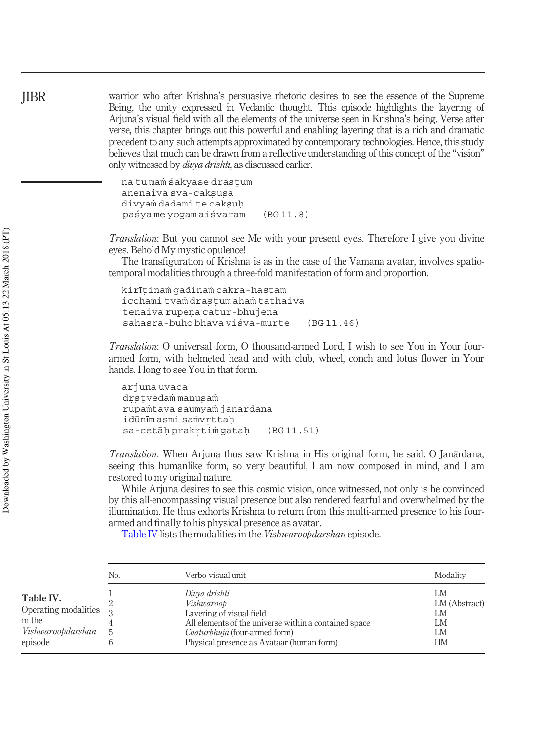warrior who after Krishna's persuasive rhetoric desires to see the essence of the Supreme Being, the unity expressed in Vedantic thought. This episode highlights the layering of Arjuna's visual field with all the elements of the universe seen in Krishna's being. Verse after verse, this chapter brings out this powerful and enabling layering that is a rich and dramatic precedent to any such attempts approximated by contemporary technologies. Hence, this study believes that much can be drawn from a reflective understanding of this concept of the "vision" only witnessed by *divya drishti*, as discussed earlier.

```
na tu māṁ śakyase draṣṭum
anenaiva sva-cakṣuṣā
divyaṁ dadāmi te cakṣuḥ
paśya me yogam aiśvaram    (BG 11.8)
```

*Translation*: But you cannot see Me with your present eyes. Therefore I give you divine eyes. Behold My mystic opulence!

The transfiguration of Krishna is as in the case of the Vamana avatar, involves spatio-temporal modalities through a three-fold manifestation of form and proportion.

```
kirīṭinaṁ gadinaṁ cakra-hastam
icchāmi tvāṁ draṣṭum ahaṁ tathaiva
tenaiva rūpeṇa catur-bhujena
sahasra-būho bhava viśva-mūrte    (BG 11.46)
```

*Translation*: O universal form, O thousand-armed Lord, I wish to see You in Your four-armed form, with helmeted head and with club, wheel, conch and lotus flower in Your hands. I long to see You in that form.

```
arjuna uvāca
dṛṣṭvedaṁ mānuṣaṁ
rūpaṁtava saumyaṁ janārdana
idūnīm asmi saṁvṛttaḥ
sa-cetāḥ prakṛtiṁ gataḥ    (BG 11.51)
```

*Translation*: When Arjuna thus saw Krishna in His original form, he said: O Janārdana, seeing this humanlike form, so very beautiful, I am now composed in mind, and I am restored to my original nature.

While Arjuna desires to see this cosmic vision, once witnessed, not only is he convinced by this all-encompassing visual presence but also rendered fearful and overwhelmed by the illumination. He thus exhorts Krishna to return from this multi-armed presence to his four-armed and finally to his physical presence as avatar.

Table IV lists the modalities in the *Vishwaroopdarshan* episode.

**Table IV.** Operating modalities in the *Vishwaroopdarshan* episode

| No. | Verbo-visual unit | Modality |
|---|---|---|
| 1 | *Divya drishti* | LM |
| 2 | *Vishwaroop* | LM (Abstract) |
| 3 | Layering of visual field | LM |
| 4 | All elements of the universe within a contained space | LM |
| 5 | *Chaturbhuja* (four-armed form) | LM |
| 6 | Physical presence as Avataar (human form) | HM |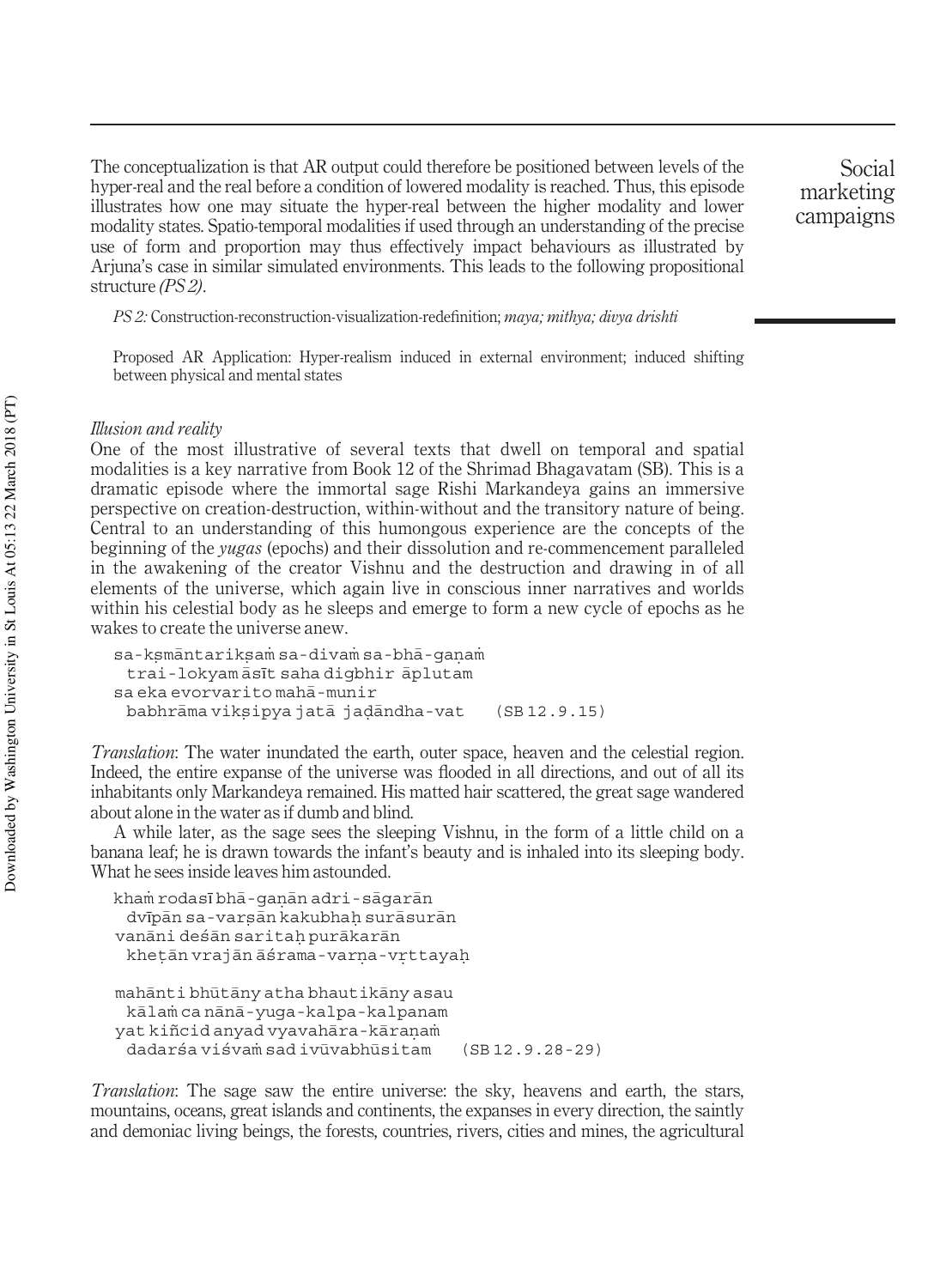The conceptualization is that AR output could therefore be positioned between levels of the hyper-real and the real before a condition of lowered modality is reached. Thus, this episode illustrates how one may situate the hyper-real between the higher modality and lower modality states. Spatio-temporal modalities if used through an understanding of the precise use of form and proportion may thus effectively impact behaviours as illustrated by Arjuna's case in similar simulated environments. This leads to the following propositional structure *(PS 2)*.

*PS 2:* Construction-reconstruction-visualization-redefinition; *maya; mithya; divya drishti*

Proposed AR Application: Hyper-realism induced in external environment; induced shifting between physical and mental states

*Illusion and reality*

One of the most illustrative of several texts that dwell on temporal and spatial modalities is a key narrative from Book 12 of the Shrimad Bhagavatam (SB). This is a dramatic episode where the immortal sage Rishi Markandeya gains an immersive perspective on creation-destruction, within-without and the transitory nature of being. Central to an understanding of this humongous experience are the concepts of the beginning of the *yugas* (epochs) and their dissolution and re-commencement paralleled in the awakening of the creator Vishnu and the destruction and drawing in of all elements of the universe, which again live in conscious inner narratives and worlds within his celestial body as he sleeps and emerge to form a new cycle of epochs as he wakes to create the universe anew.

```
sa-kṣmāntarikṣaṁ sa-divaṁ sa-bhā-gaṇaṁ
  trai-lokyam āsīt saha digbhir āplutam
sa eka evorvarito mahā-munir
  babhrāma vikṣipya jaṭā jaḍāndha-vat    (SB 12.9.15)
```

*Translation*: The water inundated the earth, outer space, heaven and the celestial region. Indeed, the entire expanse of the universe was flooded in all directions, and out of all its inhabitants only Markandeya remained. His matted hair scattered, the great sage wandered about alone in the water as if dumb and blind.

A while later, as the sage sees the sleeping Vishnu, in the form of a little child on a banana leaf; he is drawn towards the infant's beauty and is inhaled into its sleeping body. What he sees inside leaves him astounded.

```
khaṁ rodasī bhā-gaṇān adri-sāgarān
  dvīpān sa-varṣān kakubhaḥ surāsurān
vanāni deśān saritaḥ purākarān
  kheṭān vrajān āśrama-varṇa-vṛttayaḥ

mahānti bhūtāny atha bhautikāny asau
  kālaṁ ca nānā-yuga-kalpa-kalpanam
yat kiñcid anyad vyavahāra-kāraṇaṁ
  dadarśa viśvaṁ sad ivūvabhūsitam    (SB 12.9.28-29)
```

*Translation*: The sage saw the entire universe: the sky, heavens and earth, the stars, mountains, oceans, great islands and continents, the expanses in every direction, the saintly and demoniac living beings, the forests, countries, rivers, cities and mines, the agricultural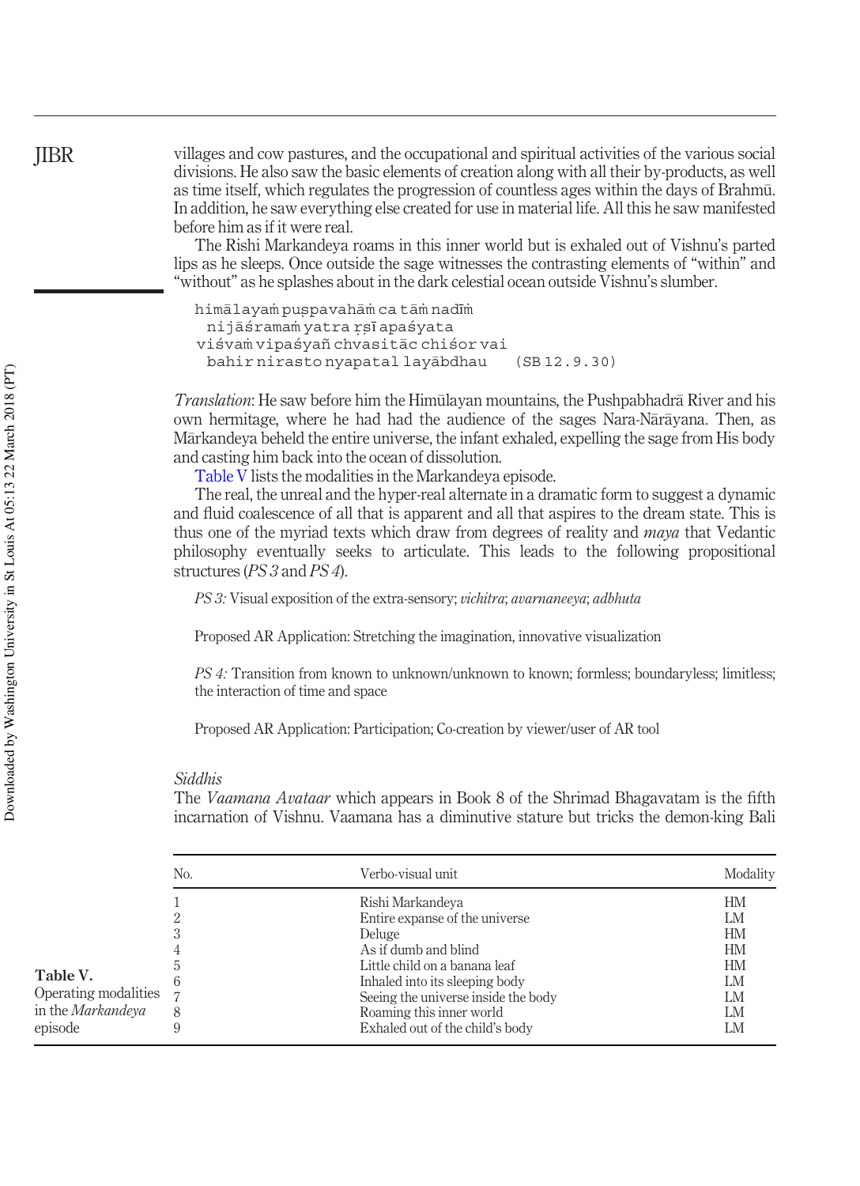villages and cow pastures, and the occupational and spiritual activities of the various social divisions. He also saw the basic elements of creation along with all their by-products, as well as time itself, which regulates the progression of countless ages within the days of Brahmā. In addition, he saw everything else created for use in material life. All this he saw manifested before him as if it were real.

The Rishi Markandeya roams in this inner world but is exhaled out of Vishnu's parted lips as he sleeps. Once outside the sage witnesses the contrasting elements of "within" and "without" as he splashes about in the dark celestial ocean outside Vishnu's slumber.

```
himālayaṁ puṣpavahāṁ ca tāṁ nadīṁ
  nijāśramaṁ yatra ṛṣī apaśyata
viśvaṁ vipaśyañ chvasitāc chiśor vai
  bahir nirasto nyapatal layābdhau    (SB 12.9.30)
```

*Translation*: He saw before him the Himālayan mountains, the Pushpabhadrā River and his own hermitage, where he had had the audience of the sages Nara-Nārāyana. Then, as Mārkandeya beheld the entire universe, the infant exhaled, expelling the sage from His body and casting him back into the ocean of dissolution.

Table V lists the modalities in the Markandeya episode.

The real, the unreal and the hyper-real alternate in a dramatic form to suggest a dynamic and fluid coalescence of all that is apparent and all that aspires to the dream state. This is thus one of the myriad texts which draw from degrees of reality and *maya* that Vedantic philosophy eventually seeks to articulate. This leads to the following propositional structures (*PS 3* and *PS 4*).

*PS 3:* Visual exposition of the extra-sensory; *vichitra*; *avarnaneeya*; *adbhuta*

Proposed AR Application: Stretching the imagination, innovative visualization

*PS 4:* Transition from known to unknown/unknown to known; formless; boundaryless; limitless; the interaction of time and space

Proposed AR Application: Participation; Co-creation by viewer/user of AR tool

### *Siddhis*

The *Vaamana Avataar* which appears in Book 8 of the Shrimad Bhagavatam is the fifth incarnation of Vishnu. Vaamana has a diminutive stature but tricks the demon-king Bali

**Table V.** Operating modalities in the *Markandeya* episode

| No. | Verbo-visual unit | Modality |
|---|---|---|
| 1 | Rishi Markandeya | HM |
| 2 | Entire expanse of the universe | LM |
| 3 | Deluge | HM |
| 4 | As if dumb and blind | HM |
| 5 | Little child on a banana leaf | HM |
| 6 | Inhaled into its sleeping body | LM |
| 7 | Seeing the universe inside the body | LM |
| 8 | Roaming this inner world | LM |
| 9 | Exhaled out of the child's body | LM |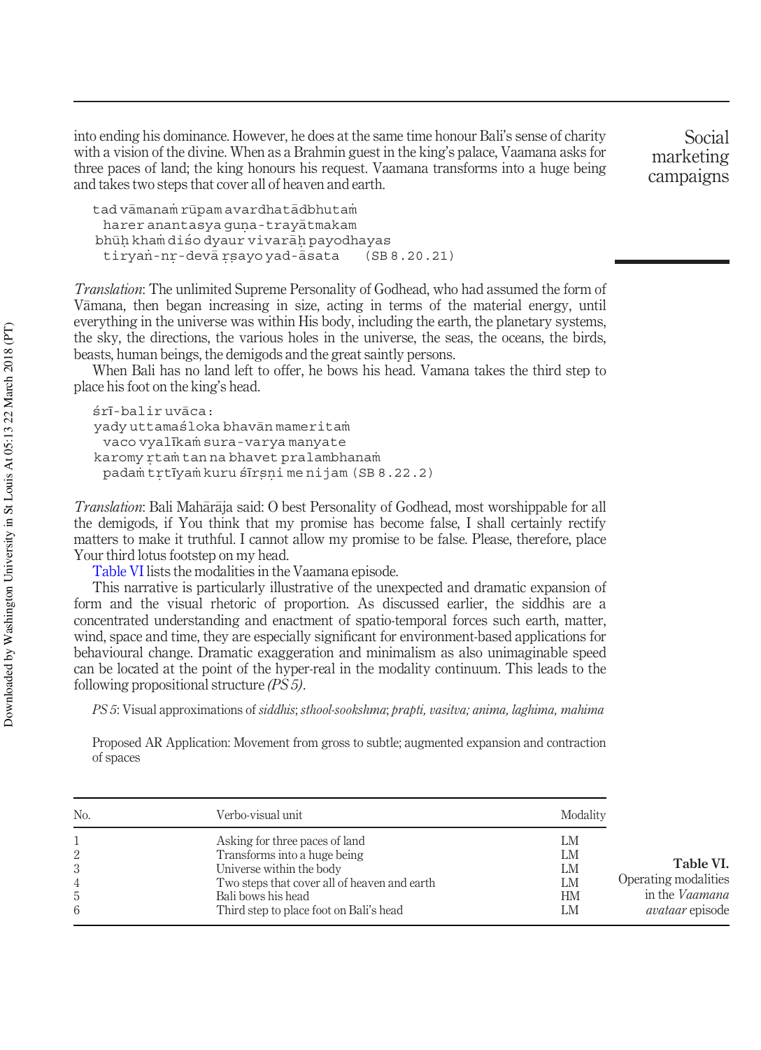into ending his dominance. However, he does at the same time honour Bali's sense of charity with a vision of the divine. When as a Brahmin guest in the king's palace, Vaamana asks for three paces of land; the king honours his request. Vaamana transforms into a huge being and takes two steps that cover all of heaven and earth.

```
tad vāmanaṁ rūpam avardhatādbhutaṁ
  harer anantasya guṇa-trayātmakam
 bhūḥ khaṁ diśo dyaur vivarāḥ payodhayas
  tiryaṅ-nṛ-devā ṛṣayo yad-āsata    (SB 8.20.21)
```

*Translation*: The unlimited Supreme Personality of Godhead, who had assumed the form of Vāmana, then began increasing in size, acting in terms of the material energy, until everything in the universe was within His body, including the earth, the planetary systems, the sky, the directions, the various holes in the universe, the seas, the oceans, the birds, beasts, human beings, the demigods and the great saintly persons.

When Bali has no land left to offer, he bows his head. Vamana takes the third step to place his foot on the king's head.

```
śrī-balir uvāca:
yady uttamaśloka bhavān mameritaṁ
  vaco vyalīkaṁ sura-varya manyate
karomy ṛtaṁ tan na bhavet pralambhanaṁ
  padaṁ tṛtīyaṁ kuru śīrṣṇi me nijam (SB 8.22.2)
```

*Translation*: Bali Mahārāja said: O best Personality of Godhead, most worshippable for all the demigods, if You think that my promise has become false, I shall certainly rectify matters to make it truthful. I cannot allow my promise to be false. Please, therefore, place Your third lotus footstep on my head.

Table VI lists the modalities in the Vaamana episode.

This narrative is particularly illustrative of the unexpected and dramatic expansion of form and the visual rhetoric of proportion. As discussed earlier, the siddhis are a concentrated understanding and enactment of spatio-temporal forces such earth, matter, wind, space and time, they are especially significant for environment-based applications for behavioural change. Dramatic exaggeration and minimalism as also unimaginable speed can be located at the point of the hyper-real in the modality continuum. This leads to the following propositional structure *(PS 5)*.

*PS 5*: Visual approximations of *siddhis*; *sthool-sookshma*; *prapti, vasitva; anima, laghima, mahima*

Proposed AR Application: Movement from gross to subtle; augmented expansion and contraction of spaces

**Table VI.** Operating modalities in the *Vaamana avataar* episode

| No. | Verbo-visual unit | Modality |
|---|---|---|
| 1 | Asking for three paces of land | LM |
| 2 | Transforms into a huge being | LM |
| 3 | Universe within the body | LM |
| 4 | Two steps that cover all of heaven and earth | LM |
| 5 | Bali bows his head | HM |
| 6 | Third step to place foot on Bali's head | LM |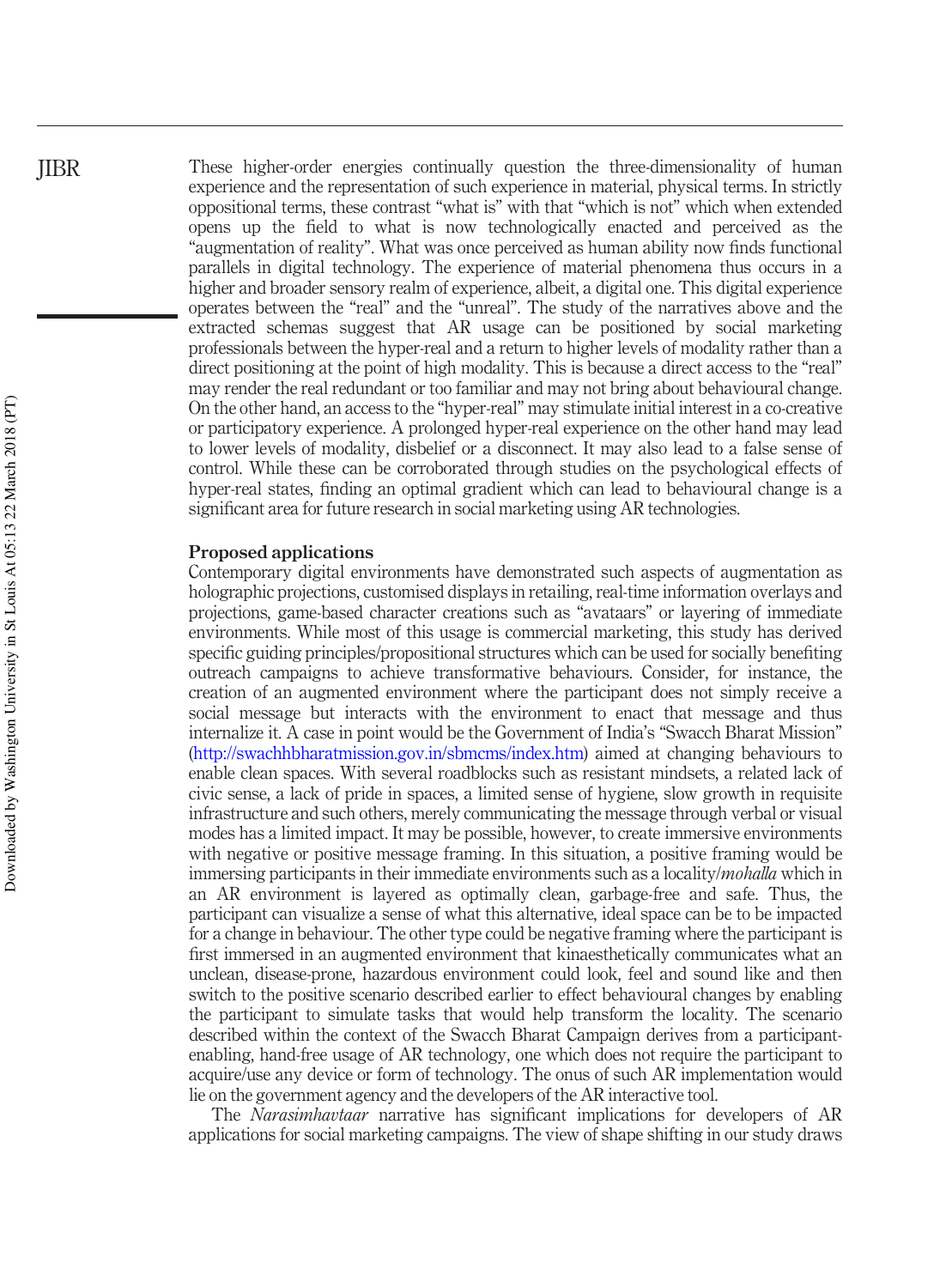These higher-order energies continually question the three-dimensionality of human experience and the representation of such experience in material, physical terms. In strictly oppositional terms, these contrast "what is" with that "which is not" which when extended opens up the field to what is now technologically enacted and perceived as the "augmentation of reality". What was once perceived as human ability now finds functional parallels in digital technology. The experience of material phenomena thus occurs in a higher and broader sensory realm of experience, albeit, a digital one. This digital experience operates between the "real" and the "unreal". The study of the narratives above and the extracted schemas suggest that AR usage can be positioned by social marketing professionals between the hyper-real and a return to higher levels of modality rather than a direct positioning at the point of high modality. This is because a direct access to the "real" may render the real redundant or too familiar and may not bring about behavioural change. On the other hand, an access to the "hyper-real" may stimulate initial interest in a co-creative or participatory experience. A prolonged hyper-real experience on the other hand may lead to lower levels of modality, disbelief or a disconnect. It may also lead to a false sense of control. While these can be corroborated through studies on the psychological effects of hyper-real states, finding an optimal gradient which can lead to behavioural change is a significant area for future research in social marketing using AR technologies.

**Proposed applications**

Contemporary digital environments have demonstrated such aspects of augmentation as holographic projections, customised displays in retailing, real-time information overlays and projections, game-based character creations such as "avataars" or layering of immediate environments. While most of this usage is commercial marketing, this study has derived specific guiding principles/propositional structures which can be used for socially benefiting outreach campaigns to achieve transformative behaviours. Consider, for instance, the creation of an augmented environment where the participant does not simply receive a social message but interacts with the environment to enact that message and thus internalize it. A case in point would be the Government of India's "Swacch Bharat Mission" (http://swachhbharatmission.gov.in/sbmcms/index.htm) aimed at changing behaviours to enable clean spaces. With several roadblocks such as resistant mindsets, a related lack of civic sense, a lack of pride in spaces, a limited sense of hygiene, slow growth in requisite infrastructure and such others, merely communicating the message through verbal or visual modes has a limited impact. It may be possible, however, to create immersive environments with negative or positive message framing. In this situation, a positive framing would be immersing participants in their immediate environments such as a locality/*mohalla* which in an AR environment is layered as optimally clean, garbage-free and safe. Thus, the participant can visualize a sense of what this alternative, ideal space can be to be impacted for a change in behaviour. The other type could be negative framing where the participant is first immersed in an augmented environment that kinaesthetically communicates what an unclean, disease-prone, hazardous environment could look, feel and sound like and then switch to the positive scenario described earlier to effect behavioural changes by enabling the participant to simulate tasks that would help transform the locality. The scenario described within the context of the Swacch Bharat Campaign derives from a participant-enabling, hand-free usage of AR technology, one which does not require the participant to acquire/use any device or form of technology. The onus of such AR implementation would lie on the government agency and the developers of the AR interactive tool.

The *Narasimhavtaar* narrative has significant implications for developers of AR applications for social marketing campaigns. The view of shape shifting in our study draws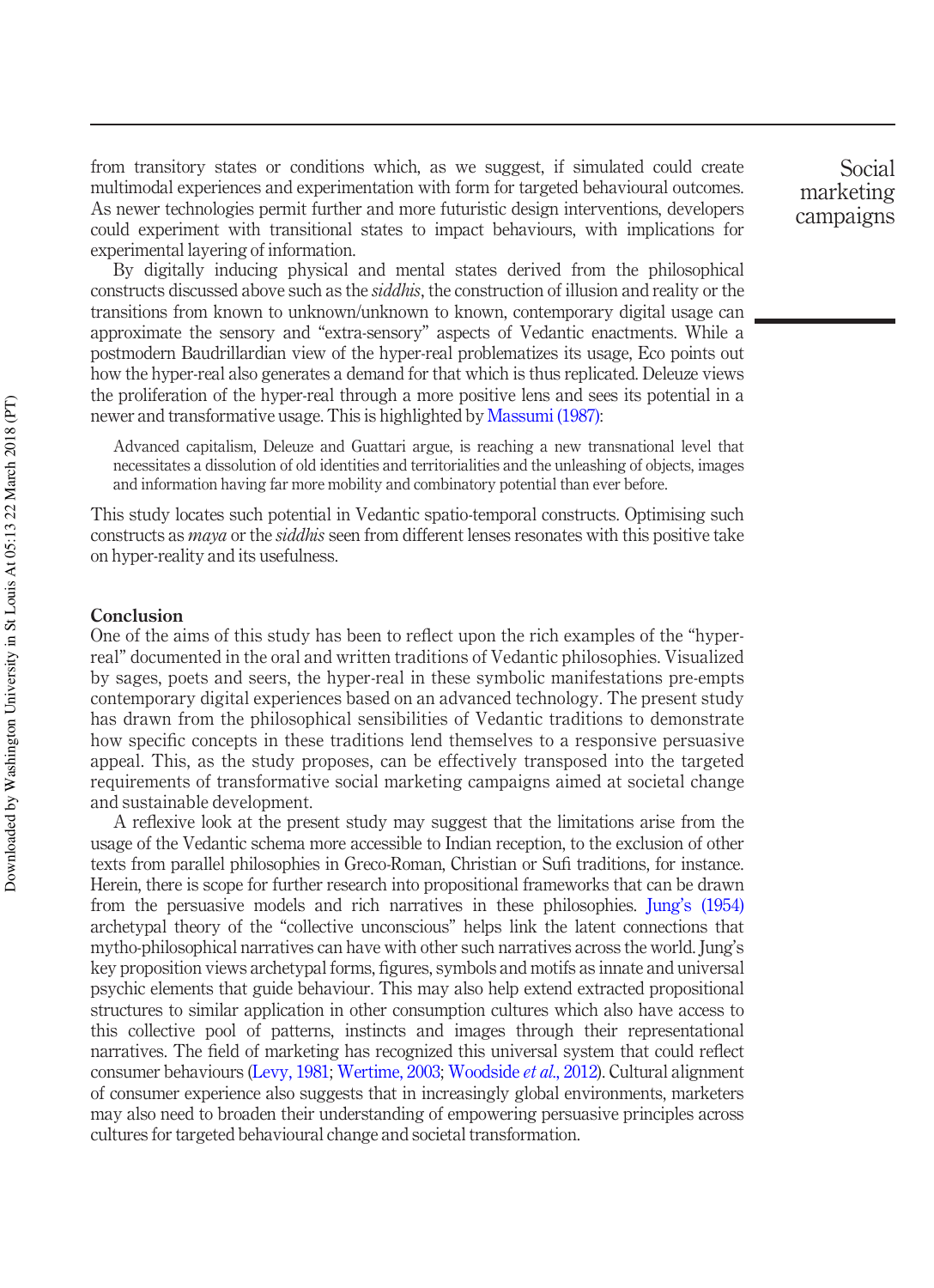from transitory states or conditions which, as we suggest, if simulated could create multimodal experiences and experimentation with form for targeted behavioural outcomes. As newer technologies permit further and more futuristic design interventions, developers could experiment with transitional states to impact behaviours, with implications for experimental layering of information.

By digitally inducing physical and mental states derived from the philosophical constructs discussed above such as the *siddhis*, the construction of illusion and reality or the transitions from known to unknown/unknown to known, contemporary digital usage can approximate the sensory and "extra-sensory" aspects of Vedantic enactments. While a postmodern Baudrillardian view of the hyper-real problematizes its usage, Eco points out how the hyper-real also generates a demand for that which is thus replicated. Deleuze views the proliferation of the hyper-real through a more positive lens and sees its potential in a newer and transformative usage. This is highlighted by Massumi (1987):

> Advanced capitalism, Deleuze and Guattari argue, is reaching a new transnational level that necessitates a dissolution of old identities and territorialities and the unleashing of objects, images and information having far more mobility and combinatory potential than ever before.

This study locates such potential in Vedantic spatio-temporal constructs. Optimising such constructs as *maya* or the *siddhis* seen from different lenses resonates with this positive take on hyper-reality and its usefulness.

## Conclusion

One of the aims of this study has been to reflect upon the rich examples of the "hyper-real" documented in the oral and written traditions of Vedantic philosophies. Visualized by sages, poets and seers, the hyper-real in these symbolic manifestations pre-empts contemporary digital experiences based on an advanced technology. The present study has drawn from the philosophical sensibilities of Vedantic traditions to demonstrate how specific concepts in these traditions lend themselves to a responsive persuasive appeal. This, as the study proposes, can be effectively transposed into the targeted requirements of transformative social marketing campaigns aimed at societal change and sustainable development.

A reflexive look at the present study may suggest that the limitations arise from the usage of the Vedantic schema more accessible to Indian reception, to the exclusion of other texts from parallel philosophies in Greco-Roman, Christian or Sufi traditions, for instance. Herein, there is scope for further research into propositional frameworks that can be drawn from the persuasive models and rich narratives in these philosophies. Jung's (1954) archetypal theory of the "collective unconscious" helps link the latent connections that mytho-philosophical narratives can have with other such narratives across the world. Jung's key proposition views archetypal forms, figures, symbols and motifs as innate and universal psychic elements that guide behaviour. This may also help extend extracted propositional structures to similar application in other consumption cultures which also have access to this collective pool of patterns, instincts and images through their representational narratives. The field of marketing has recognized this universal system that could reflect consumer behaviours (Levy, 1981; Wertime, 2003; Woodside *et al.*, 2012). Cultural alignment of consumer experience also suggests that in increasingly global environments, marketers may also need to broaden their understanding of empowering persuasive principles across cultures for targeted behavioural change and societal transformation.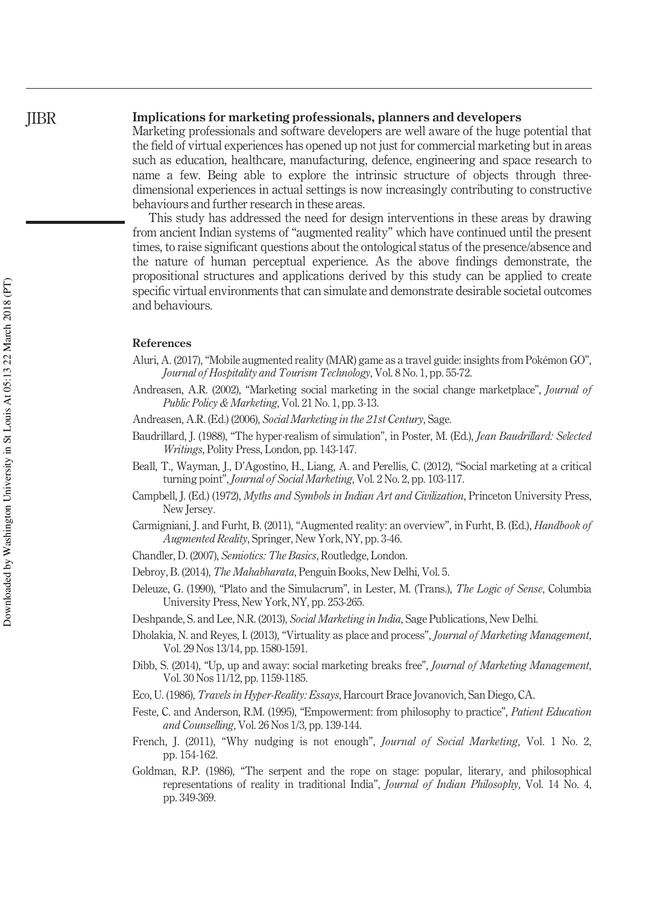## Implications for marketing professionals, planners and developers

Marketing professionals and software developers are well aware of the huge potential that the field of virtual experiences has opened up not just for commercial marketing but in areas such as education, healthcare, manufacturing, defence, engineering and space research to name a few. Being able to explore the intrinsic structure of objects through three-dimensional experiences in actual settings is now increasingly contributing to constructive behaviours and further research in these areas.

This study has addressed the need for design interventions in these areas by drawing from ancient Indian systems of "augmented reality" which have continued until the present times, to raise significant questions about the ontological status of the presence/absence and the nature of human perceptual experience. As the above findings demonstrate, the propositional structures and applications derived by this study can be applied to create specific virtual environments that can simulate and demonstrate desirable societal outcomes and behaviours.

## References

Aluri, A. (2017), "Mobile augmented reality (MAR) game as a travel guide: insights from Pokémon GO", *Journal of Hospitality and Tourism Technology*, Vol. 8 No. 1, pp. 55-72.

Andreasen, A.R. (2002), "Marketing social marketing in the social change marketplace", *Journal of Public Policy & Marketing*, Vol. 21 No. 1, pp. 3-13.

Andreasen, A.R. (Ed.) (2006), *Social Marketing in the 21st Century*, Sage.

Baudrillard, J. (1988), "The hyper-realism of simulation", in Poster, M. (Ed.), *Jean Baudrillard: Selected Writings*, Polity Press, London, pp. 143-147.

Beall, T., Wayman, J., D'Agostino, H., Liang, A. and Perellis, C. (2012), "Social marketing at a critical turning point", *Journal of Social Marketing*, Vol. 2 No. 2, pp. 103-117.

Campbell, J. (Ed.) (1972), *Myths and Symbols in Indian Art and Civilization*, Princeton University Press, New Jersey.

Carmigniani, J. and Furht, B. (2011), "Augmented reality: an overview", in Furht, B. (Ed.), *Handbook of Augmented Reality*, Springer, New York, NY, pp. 3-46.

Chandler, D. (2007), *Semiotics: The Basics*, Routledge, London.

Debroy, B. (2014), *The Mahabharata*, Penguin Books, New Delhi, Vol. 5.

Deleuze, G. (1990), "Plato and the Simulacrum", in Lester, M. (Trans.), *The Logic of Sense*, Columbia University Press, New York, NY, pp. 253-265.

Deshpande, S. and Lee, N.R. (2013), *Social Marketing in India*, Sage Publications, New Delhi.

Dholakia, N. and Reyes, I. (2013), "Virtuality as place and process", *Journal of Marketing Management*, Vol. 29 Nos 13/14, pp. 1580-1591.

Dibb, S. (2014), "Up, up and away: social marketing breaks free", *Journal of Marketing Management*, Vol. 30 Nos 11/12, pp. 1159-1185.

Eco, U. (1986), *Travels in Hyper-Reality: Essays*, Harcourt Brace Jovanovich, San Diego, CA.

Feste, C. and Anderson, R.M. (1995), "Empowerment: from philosophy to practice", *Patient Education and Counselling*, Vol. 26 Nos 1/3, pp. 139-144.

French, J. (2011), "Why nudging is not enough", *Journal of Social Marketing*, Vol. 1 No. 2, pp. 154-162.

Goldman, R.P. (1986), "The serpent and the rope on stage: popular, literary, and philosophical representations of reality in traditional India", *Journal of Indian Philosophy*, Vol. 14 No. 4, pp. 349-369.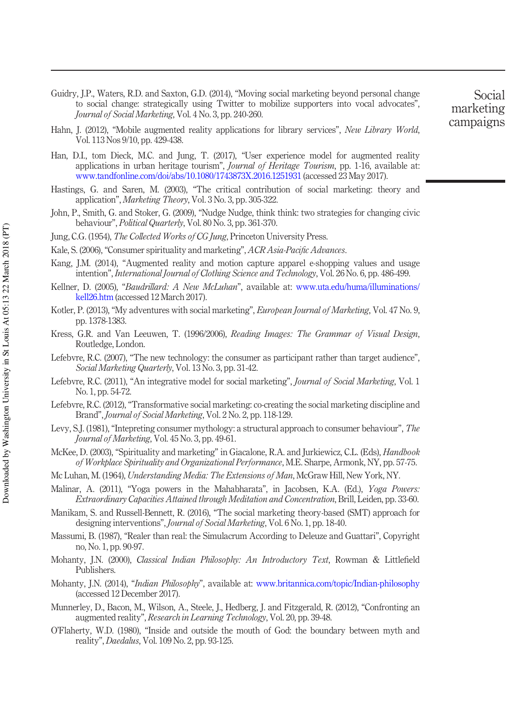Guidry, J.P., Waters, R.D. and Saxton, G.D. (2014), "Moving social marketing beyond personal change to social change: strategically using Twitter to mobilize supporters into vocal advocates", *Journal of Social Marketing*, Vol. 4 No. 3, pp. 240-260.

Hahn, J. (2012), "Mobile augmented reality applications for library services", *New Library World*, Vol. 113 Nos 9/10, pp. 429-438.

Han, D.I., tom Dieck, M.C. and Jung, T. (2017), "User experience model for augmented reality applications in urban heritage tourism", *Journal of Heritage Tourism*, pp. 1-16, available at: www.tandfonline.com/doi/abs/10.1080/1743873X.2016.1251931 (accessed 23 May 2017).

Hastings, G. and Saren, M. (2003), "The critical contribution of social marketing: theory and application", *Marketing Theory*, Vol. 3 No. 3, pp. 305-322.

John, P., Smith, G. and Stoker, G. (2009), "Nudge Nudge, think think: two strategies for changing civic behaviour", *Political Quarterly*, Vol. 80 No. 3, pp. 361-370.

Jung, C.G. (1954), *The Collected Works of CG Jung*, Princeton University Press.

Kale, S. (2006), "Consumer spirituality and marketing", *ACR Asia-Pacific Advances*.

Kang, J.M. (2014), "Augmented reality and motion capture apparel e-shopping values and usage intention", *International Journal of Clothing Science and Technology*, Vol. 26 No. 6, pp. 486-499.

Kellner, D. (2005), "*Baudrillard: A New McLuhan*", available at: www.uta.edu/huma/illuminations/kell26.htm (accessed 12 March 2017).

Kotler, P. (2013), "My adventures with social marketing", *European Journal of Marketing*, Vol. 47 No. 9, pp. 1378-1383.

Kress, G.R. and Van Leeuwen, T. (1996/2006), *Reading Images: The Grammar of Visual Design*, Routledge, London.

Lefebvre, R.C. (2007), "The new technology: the consumer as participant rather than target audience", *Social Marketing Quarterly*, Vol. 13 No. 3, pp. 31-42.

Lefebvre, R.C. (2011), "An integrative model for social marketing", *Journal of Social Marketing*, Vol. 1 No. 1, pp. 54-72.

Lefebvre, R.C. (2012), "Transformative social marketing: co-creating the social marketing discipline and Brand", *Journal of Social Marketing*, Vol. 2 No. 2, pp. 118-129.

Levy, S.J. (1981), "Intepreting consumer mythology: a structural approach to consumer behaviour", *The Journal of Marketing*, Vol. 45 No. 3, pp. 49-61.

McKee, D. (2003), "Spirituality and marketing" in Giacalone, R.A. and Jurkiewicz, C.L. (Eds), *Handbook of Workplace Spirituality and Organizational Performance*, M.E. Sharpe, Armonk, NY, pp. 57-75.

Mc Luhan, M. (1964), *Understanding Media: The Extensions of Man*, McGraw Hill, New York, NY.

Malinar, A. (2011), "Yoga powers in the Mahabharata", in Jacobsen, K.A. (Ed.), *Yoga Powers: Extraordinary Capacities Attained through Meditation and Concentration*, Brill, Leiden, pp. 33-60.

Manikam, S. and Russell-Bennett, R. (2016), "The social marketing theory-based (SMT) approach for designing interventions", *Journal of Social Marketing*, Vol. 6 No. 1, pp. 18-40.

Massumi, B. (1987), "Realer than real: the Simulacrum According to Deleuze and Guattari", Copyright no, No. 1, pp. 90-97.

Mohanty, J.N. (2000), *Classical Indian Philosophy: An Introductory Text*, Rowman & Littlefield Publishers.

Mohanty, J.N. (2014), "*Indian Philosophy*", available at: www.britannica.com/topic/Indian-philosophy (accessed 12 December 2017).

Munnerley, D., Bacon, M., Wilson, A., Steele, J., Hedberg, J. and Fitzgerald, R. (2012), "Confronting an augmented reality", *Research in Learning Technology*, Vol. 20, pp. 39-48.

O'Flaherty, W.D. (1980), "Inside and outside the mouth of God: the boundary between myth and reality", *Daedalus*, Vol. 109 No. 2, pp. 93-125.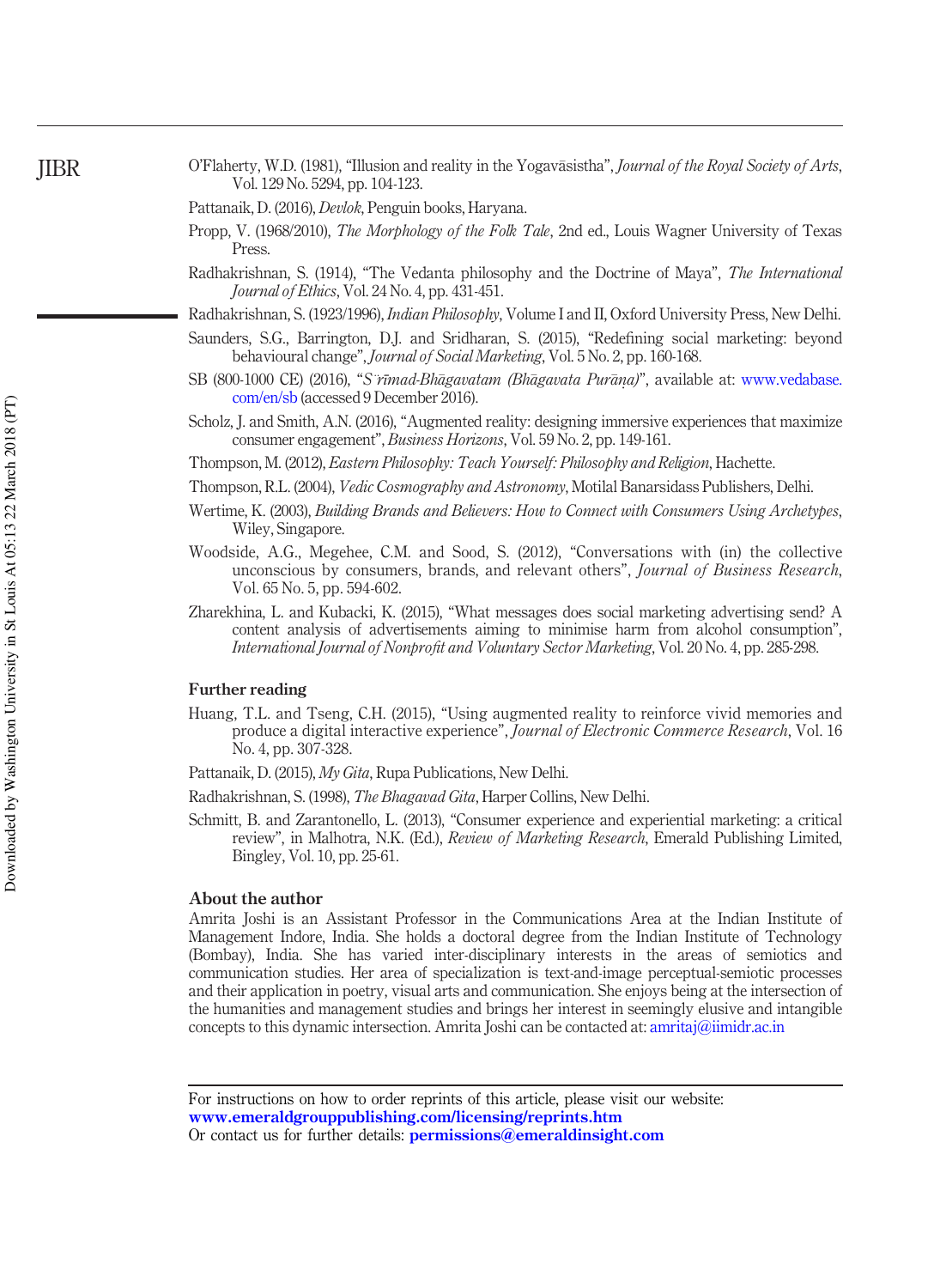O'Flaherty, W.D. (1981), "Illusion and reality in the Yogavāsistha", *Journal of the Royal Society of Arts*, Vol. 129 No. 5294, pp. 104-123.

Pattanaik, D. (2016), *Devlok*, Penguin books, Haryana.

Propp, V. (1968/2010), *The Morphology of the Folk Tale*, 2nd ed., Louis Wagner University of Texas Press.

Radhakrishnan, S. (1914), "The Vedanta philosophy and the Doctrine of Maya", *The International Journal of Ethics*, Vol. 24 No. 4, pp. 431-451.

Radhakrishnan, S. (1923/1996), *Indian Philosophy*, Volume I and II, Oxford University Press, New Delhi.

Saunders, S.G., Barrington, D.J. and Sridharan, S. (2015), "Redefining social marketing: beyond behavioural change", *Journal of Social Marketing*, Vol. 5 No. 2, pp. 160-168.

SB (800-1000 CE) (2016), "*Śrīmad-Bhāgavatam (Bhāgavata Purāṇa)*", available at: www.vedabase.com/en/sb (accessed 9 December 2016).

Scholz, J. and Smith, A.N. (2016), "Augmented reality: designing immersive experiences that maximize consumer engagement", *Business Horizons*, Vol. 59 No. 2, pp. 149-161.

Thompson, M. (2012), *Eastern Philosophy: Teach Yourself: Philosophy and Religion*, Hachette.

Thompson, R.L. (2004), *Vedic Cosmography and Astronomy*, Motilal Banarsidass Publishers, Delhi.

Wertime, K. (2003), *Building Brands and Believers: How to Connect with Consumers Using Archetypes*, Wiley, Singapore.

Woodside, A.G., Megehee, C.M. and Sood, S. (2012), "Conversations with (in) the collective unconscious by consumers, brands, and relevant others", *Journal of Business Research*, Vol. 65 No. 5, pp. 594-602.

Zharekhina, L. and Kubacki, K. (2015), "What messages does social marketing advertising send? A content analysis of advertisements aiming to minimise harm from alcohol consumption", *International Journal of Nonprofit and Voluntary Sector Marketing*, Vol. 20 No. 4, pp. 285-298.

## Further reading

Huang, T.L. and Tseng, C.H. (2015), "Using augmented reality to reinforce vivid memories and produce a digital interactive experience", *Journal of Electronic Commerce Research*, Vol. 16 No. 4, pp. 307-328.

Pattanaik, D. (2015), *My Gita*, Rupa Publications, New Delhi.

Radhakrishnan, S. (1998), *The Bhagavad Gita*, Harper Collins, New Delhi.

Schmitt, B. and Zarantonello, L. (2013), "Consumer experience and experiential marketing: a critical review", in Malhotra, N.K. (Ed.), *Review of Marketing Research*, Emerald Publishing Limited, Bingley, Vol. 10, pp. 25-61.

## About the author

Amrita Joshi is an Assistant Professor in the Communications Area at the Indian Institute of Management Indore, India. She holds a doctoral degree from the Indian Institute of Technology (Bombay), India. She has varied inter-disciplinary interests in the areas of semiotics and communication studies. Her area of specialization is text-and-image perceptual-semiotic processes and their application in poetry, visual arts and communication. She enjoys being at the intersection of the humanities and management studies and brings her interest in seemingly elusive and intangible concepts to this dynamic intersection. Amrita Joshi can be contacted at: amritaj@iimidr.ac.in

---

For instructions on how to order reprints of this article, please visit our website:
**www.emeraldgrouppublishing.com/licensing/reprints.htm**
Or contact us for further details: **permissions@emeraldinsight.com**